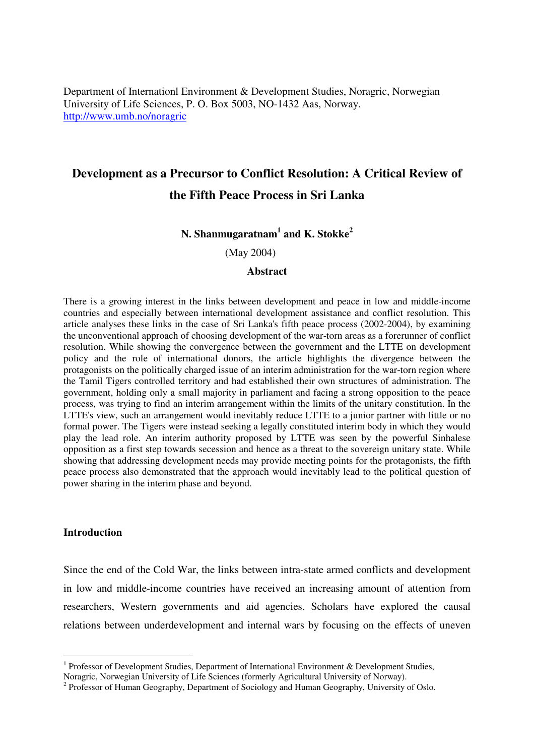Department of Internationl Environment & Development Studies, Noragric, Norwegian University of Life Sciences, P. O. Box 5003, NO-1432 Aas, Norway. http://www.umb.no/noragric

# Development as a Precursor to Conflict Resolution: A Critical Review of the Fifth Peace Process in Sri Lanka

**N. Shanmugaratnam[1] and K. Stokke[2]**

(May 2004)

**Abstract**

There is a growing interest in the links between development and peace in low and middle-income countries and especially between international development assistance and conflict resolution. This article analyses these links in the case of Sri Lanka's fifth peace process (2002-2004), by examining the unconventional approach of choosing development of the war-torn areas as a forerunner of conflict resolution. While showing the convergence between the government and the LTTE on development policy and the role of international donors, the article highlights the divergence between the protagonists on the politically charged issue of an interim administration for the war-torn region where the Tamil Tigers controlled territory and had established their own structures of administration. The government, holding only a small majority in parliament and facing a strong opposition to the peace process, was trying to find an interim arrangement within the limits of the unitary constitution. In the LTTE's view, such an arrangement would inevitably reduce LTTE to a junior partner with little or no formal power. The Tigers were instead seeking a legally constituted interim body in which they would play the lead role. An interim authority proposed by LTTE was seen by the powerful Sinhalese opposition as a first step towards secession and hence as a threat to the sovereign unitary state. While showing that addressing development needs may provide meeting points for the protagonists, the fifth peace process also demonstrated that the approach would inevitably lead to the political question of power sharing in the interim phase and beyond.

## Introduction

Since the end of the Cold War, the links between intra-state armed conflicts and development in low and middle-income countries have received an increasing amount of attention from researchers, Western governments and aid agencies. Scholars have explored the causal relations between underdevelopment and internal wars by focusing on the effects of uneven

---

[1] Professor of Development Studies, Department of International Environment & Development Studies, Noragric, Norwegian University of Life Sciences (formerly Agricultural University of Norway).

[2] Professor of Human Geography, Department of Sociology and Human Geography, University of Oslo.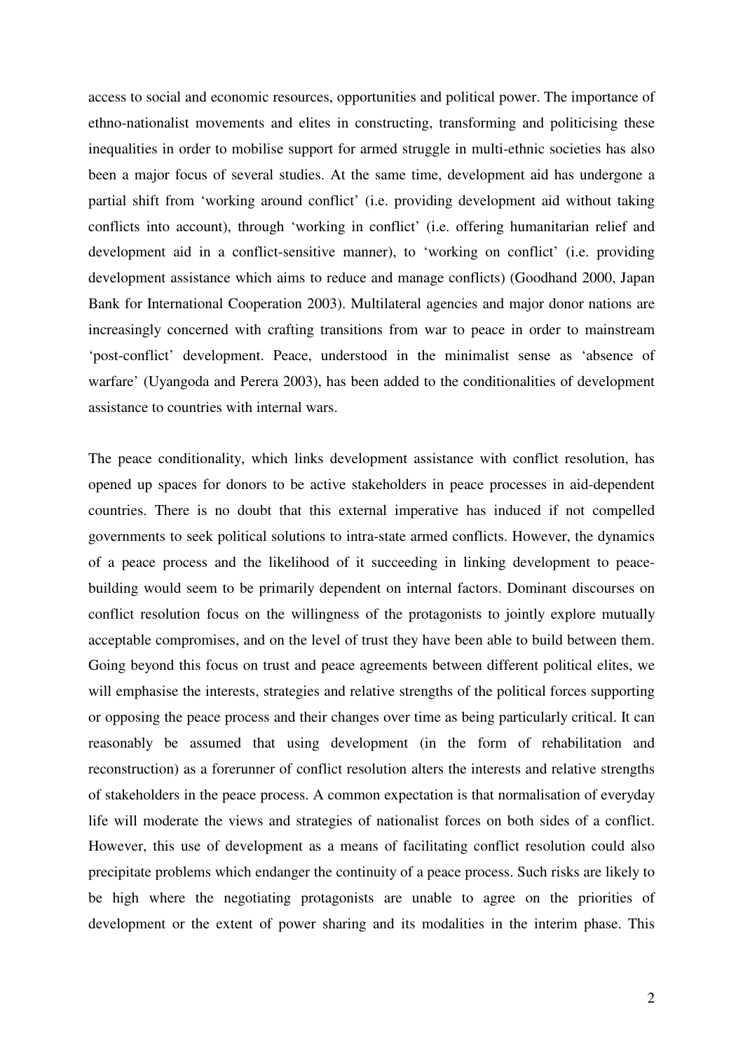access to social and economic resources, opportunities and political power. The importance of ethno-nationalist movements and elites in constructing, transforming and politicising these inequalities in order to mobilise support for armed struggle in multi-ethnic societies has also been a major focus of several studies. At the same time, development aid has undergone a partial shift from 'working around conflict' (i.e. providing development aid without taking conflicts into account), through 'working in conflict' (i.e. offering humanitarian relief and development aid in a conflict-sensitive manner), to 'working on conflict' (i.e. providing development assistance which aims to reduce and manage conflicts) (Goodhand 2000, Japan Bank for International Cooperation 2003). Multilateral agencies and major donor nations are increasingly concerned with crafting transitions from war to peace in order to mainstream 'post-conflict' development. Peace, understood in the minimalist sense as 'absence of warfare' (Uyangoda and Perera 2003), has been added to the conditionalities of development assistance to countries with internal wars.

The peace conditionality, which links development assistance with conflict resolution, has opened up spaces for donors to be active stakeholders in peace processes in aid-dependent countries. There is no doubt that this external imperative has induced if not compelled governments to seek political solutions to intra-state armed conflicts. However, the dynamics of a peace process and the likelihood of it succeeding in linking development to peace-building would seem to be primarily dependent on internal factors. Dominant discourses on conflict resolution focus on the willingness of the protagonists to jointly explore mutually acceptable compromises, and on the level of trust they have been able to build between them. Going beyond this focus on trust and peace agreements between different political elites, we will emphasise the interests, strategies and relative strengths of the political forces supporting or opposing the peace process and their changes over time as being particularly critical. It can reasonably be assumed that using development (in the form of rehabilitation and reconstruction) as a forerunner of conflict resolution alters the interests and relative strengths of stakeholders in the peace process. A common expectation is that normalisation of everyday life will moderate the views and strategies of nationalist forces on both sides of a conflict. However, this use of development as a means of facilitating conflict resolution could also precipitate problems which endanger the continuity of a peace process. Such risks are likely to be high where the negotiating protagonists are unable to agree on the priorities of development or the extent of power sharing and its modalities in the interim phase. This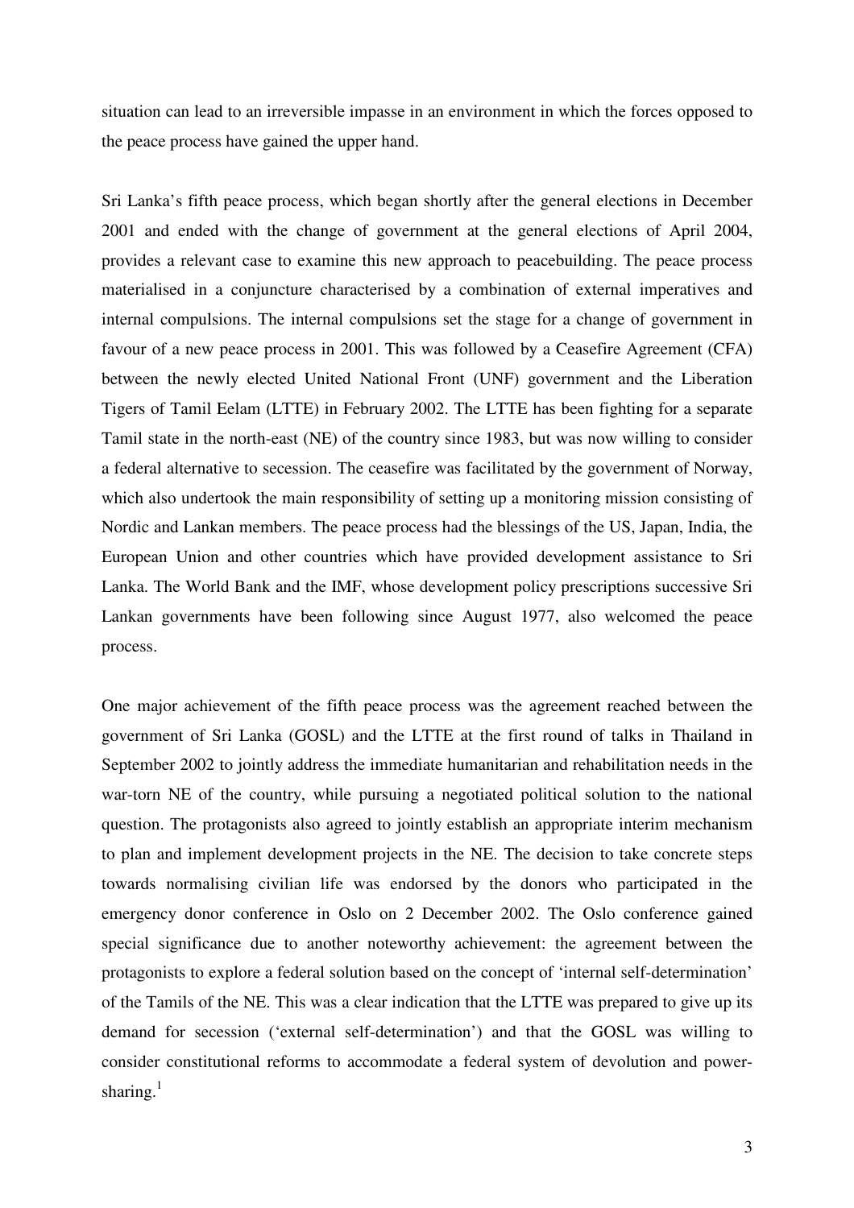situation can lead to an irreversible impasse in an environment in which the forces opposed to the peace process have gained the upper hand.

Sri Lanka's fifth peace process, which began shortly after the general elections in December 2001 and ended with the change of government at the general elections of April 2004, provides a relevant case to examine this new approach to peacebuilding. The peace process materialised in a conjuncture characterised by a combination of external imperatives and internal compulsions. The internal compulsions set the stage for a change of government in favour of a new peace process in 2001. This was followed by a Ceasefire Agreement (CFA) between the newly elected United National Front (UNF) government and the Liberation Tigers of Tamil Eelam (LTTE) in February 2002. The LTTE has been fighting for a separate Tamil state in the north-east (NE) of the country since 1983, but was now willing to consider a federal alternative to secession. The ceasefire was facilitated by the government of Norway, which also undertook the main responsibility of setting up a monitoring mission consisting of Nordic and Lankan members. The peace process had the blessings of the US, Japan, India, the European Union and other countries which have provided development assistance to Sri Lanka. The World Bank and the IMF, whose development policy prescriptions successive Sri Lankan governments have been following since August 1977, also welcomed the peace process.

One major achievement of the fifth peace process was the agreement reached between the government of Sri Lanka (GOSL) and the LTTE at the first round of talks in Thailand in September 2002 to jointly address the immediate humanitarian and rehabilitation needs in the war-torn NE of the country, while pursuing a negotiated political solution to the national question. The protagonists also agreed to jointly establish an appropriate interim mechanism to plan and implement development projects in the NE. The decision to take concrete steps towards normalising civilian life was endorsed by the donors who participated in the emergency donor conference in Oslo on 2 December 2002. The Oslo conference gained special significance due to another noteworthy achievement: the agreement between the protagonists to explore a federal solution based on the concept of 'internal self-determination' of the Tamils of the NE. This was a clear indication that the LTTE was prepared to give up its demand for secession ('external self-determination') and that the GOSL was willing to consider constitutional reforms to accommodate a federal system of devolution and power-sharing.[1]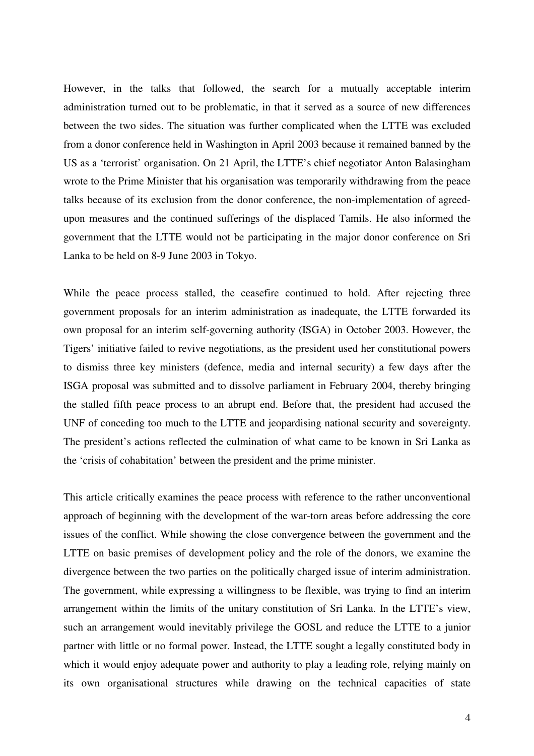However, in the talks that followed, the search for a mutually acceptable interim administration turned out to be problematic, in that it served as a source of new differences between the two sides. The situation was further complicated when the LTTE was excluded from a donor conference held in Washington in April 2003 because it remained banned by the US as a 'terrorist' organisation. On 21 April, the LTTE's chief negotiator Anton Balasingham wrote to the Prime Minister that his organisation was temporarily withdrawing from the peace talks because of its exclusion from the donor conference, the non-implementation of agreed-upon measures and the continued sufferings of the displaced Tamils. He also informed the government that the LTTE would not be participating in the major donor conference on Sri Lanka to be held on 8-9 June 2003 in Tokyo.

While the peace process stalled, the ceasefire continued to hold. After rejecting three government proposals for an interim administration as inadequate, the LTTE forwarded its own proposal for an interim self-governing authority (ISGA) in October 2003. However, the Tigers' initiative failed to revive negotiations, as the president used her constitutional powers to dismiss three key ministers (defence, media and internal security) a few days after the ISGA proposal was submitted and to dissolve parliament in February 2004, thereby bringing the stalled fifth peace process to an abrupt end. Before that, the president had accused the UNF of conceding too much to the LTTE and jeopardising national security and sovereignty. The president's actions reflected the culmination of what came to be known in Sri Lanka as the 'crisis of cohabitation' between the president and the prime minister.

This article critically examines the peace process with reference to the rather unconventional approach of beginning with the development of the war-torn areas before addressing the core issues of the conflict. While showing the close convergence between the government and the LTTE on basic premises of development policy and the role of the donors, we examine the divergence between the two parties on the politically charged issue of interim administration. The government, while expressing a willingness to be flexible, was trying to find an interim arrangement within the limits of the unitary constitution of Sri Lanka. In the LTTE's view, such an arrangement would inevitably privilege the GOSL and reduce the LTTE to a junior partner with little or no formal power. Instead, the LTTE sought a legally constituted body in which it would enjoy adequate power and authority to play a leading role, relying mainly on its own organisational structures while drawing on the technical capacities of state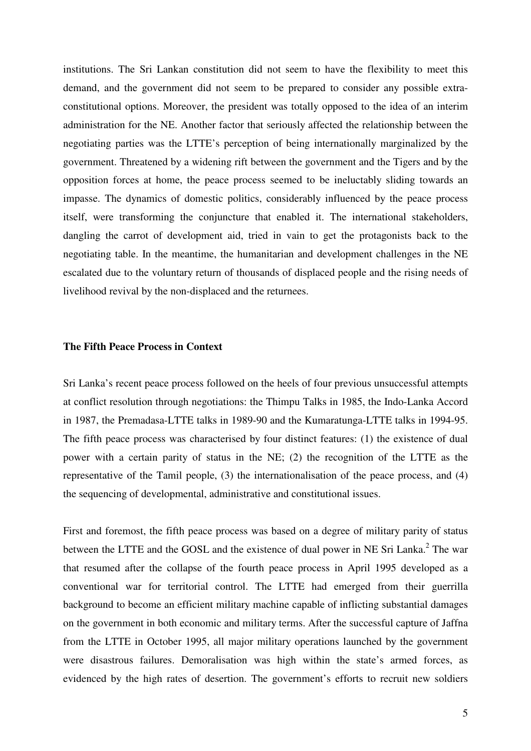institutions. The Sri Lankan constitution did not seem to have the flexibility to meet this demand, and the government did not seem to be prepared to consider any possible extra-constitutional options. Moreover, the president was totally opposed to the idea of an interim administration for the NE. Another factor that seriously affected the relationship between the negotiating parties was the LTTE's perception of being internationally marginalized by the government. Threatened by a widening rift between the government and the Tigers and by the opposition forces at home, the peace process seemed to be ineluctably sliding towards an impasse. The dynamics of domestic politics, considerably influenced by the peace process itself, were transforming the conjuncture that enabled it. The international stakeholders, dangling the carrot of development aid, tried in vain to get the protagonists back to the negotiating table. In the meantime, the humanitarian and development challenges in the NE escalated due to the voluntary return of thousands of displaced people and the rising needs of livelihood revival by the non-displaced and the returnees.

### The Fifth Peace Process in Context

Sri Lanka's recent peace process followed on the heels of four previous unsuccessful attempts at conflict resolution through negotiations: the Thimpu Talks in 1985, the Indo-Lanka Accord in 1987, the Premadasa-LTTE talks in 1989-90 and the Kumaratunga-LTTE talks in 1994-95. The fifth peace process was characterised by four distinct features: (1) the existence of dual power with a certain parity of status in the NE; (2) the recognition of the LTTE as the representative of the Tamil people, (3) the internationalisation of the peace process, and (4) the sequencing of developmental, administrative and constitutional issues.

First and foremost, the fifth peace process was based on a degree of military parity of status between the LTTE and the GOSL and the existence of dual power in NE Sri Lanka.[2] The war that resumed after the collapse of the fourth peace process in April 1995 developed as a conventional war for territorial control. The LTTE had emerged from their guerrilla background to become an efficient military machine capable of inflicting substantial damages on the government in both economic and military terms. After the successful capture of Jaffna from the LTTE in October 1995, all major military operations launched by the government were disastrous failures. Demoralisation was high within the state's armed forces, as evidenced by the high rates of desertion. The government's efforts to recruit new soldiers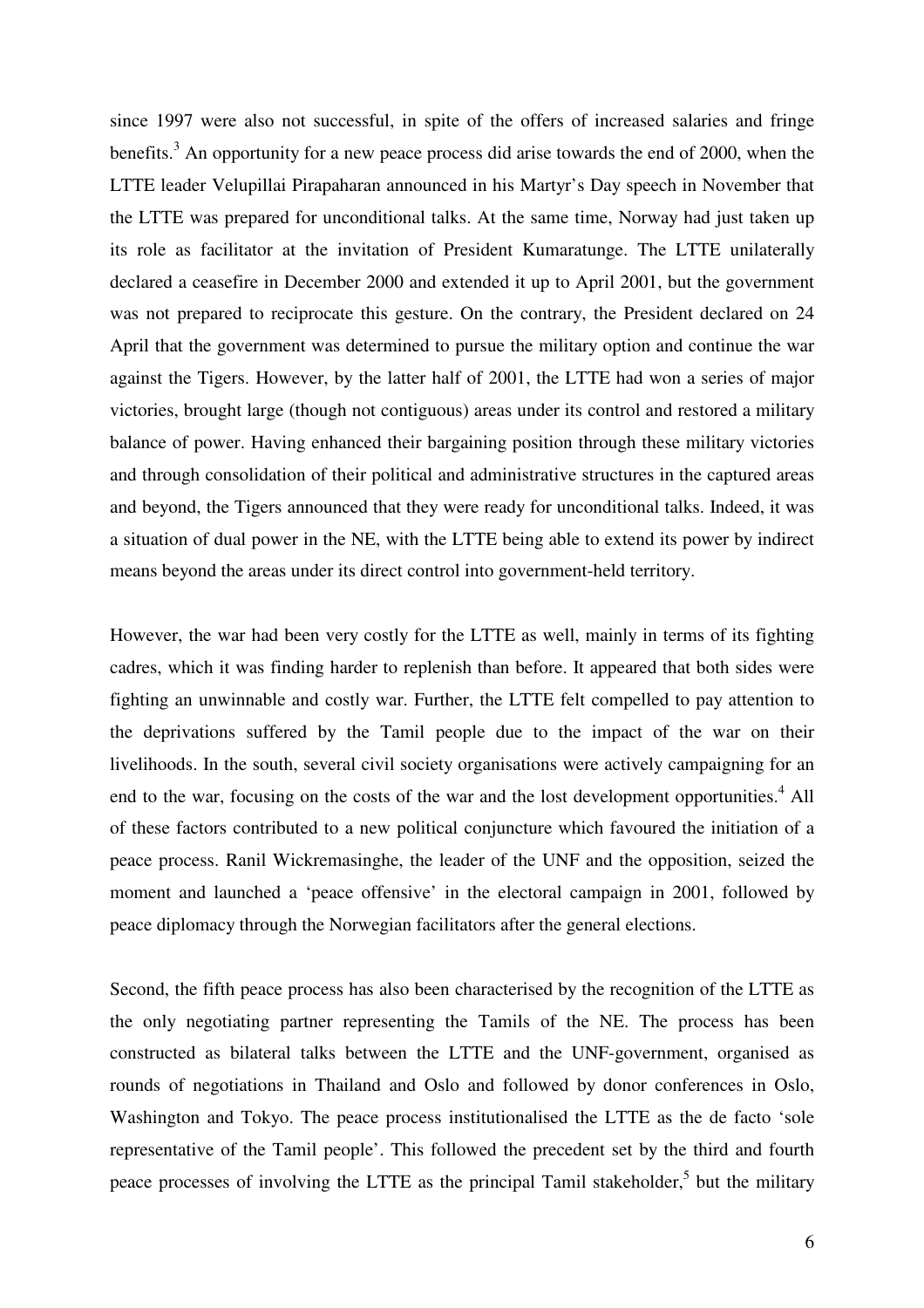since 1997 were also not successful, in spite of the offers of increased salaries and fringe benefits.[3] An opportunity for a new peace process did arise towards the end of 2000, when the LTTE leader Velupillai Pirapaharan announced in his Martyr's Day speech in November that the LTTE was prepared for unconditional talks. At the same time, Norway had just taken up its role as facilitator at the invitation of President Kumaratunge. The LTTE unilaterally declared a ceasefire in December 2000 and extended it up to April 2001, but the government was not prepared to reciprocate this gesture. On the contrary, the President declared on 24 April that the government was determined to pursue the military option and continue the war against the Tigers. However, by the latter half of 2001, the LTTE had won a series of major victories, brought large (though not contiguous) areas under its control and restored a military balance of power. Having enhanced their bargaining position through these military victories and through consolidation of their political and administrative structures in the captured areas and beyond, the Tigers announced that they were ready for unconditional talks. Indeed, it was a situation of dual power in the NE, with the LTTE being able to extend its power by indirect means beyond the areas under its direct control into government-held territory.

However, the war had been very costly for the LTTE as well, mainly in terms of its fighting cadres, which it was finding harder to replenish than before. It appeared that both sides were fighting an unwinnable and costly war. Further, the LTTE felt compelled to pay attention to the deprivations suffered by the Tamil people due to the impact of the war on their livelihoods. In the south, several civil society organisations were actively campaigning for an end to the war, focusing on the costs of the war and the lost development opportunities.[4] All of these factors contributed to a new political conjuncture which favoured the initiation of a peace process. Ranil Wickremasinghe, the leader of the UNF and the opposition, seized the moment and launched a 'peace offensive' in the electoral campaign in 2001, followed by peace diplomacy through the Norwegian facilitators after the general elections.

Second, the fifth peace process has also been characterised by the recognition of the LTTE as the only negotiating partner representing the Tamils of the NE. The process has been constructed as bilateral talks between the LTTE and the UNF-government, organised as rounds of negotiations in Thailand and Oslo and followed by donor conferences in Oslo, Washington and Tokyo. The peace process institutionalised the LTTE as the de facto 'sole representative of the Tamil people'. This followed the precedent set by the third and fourth peace processes of involving the LTTE as the principal Tamil stakeholder,[5] but the military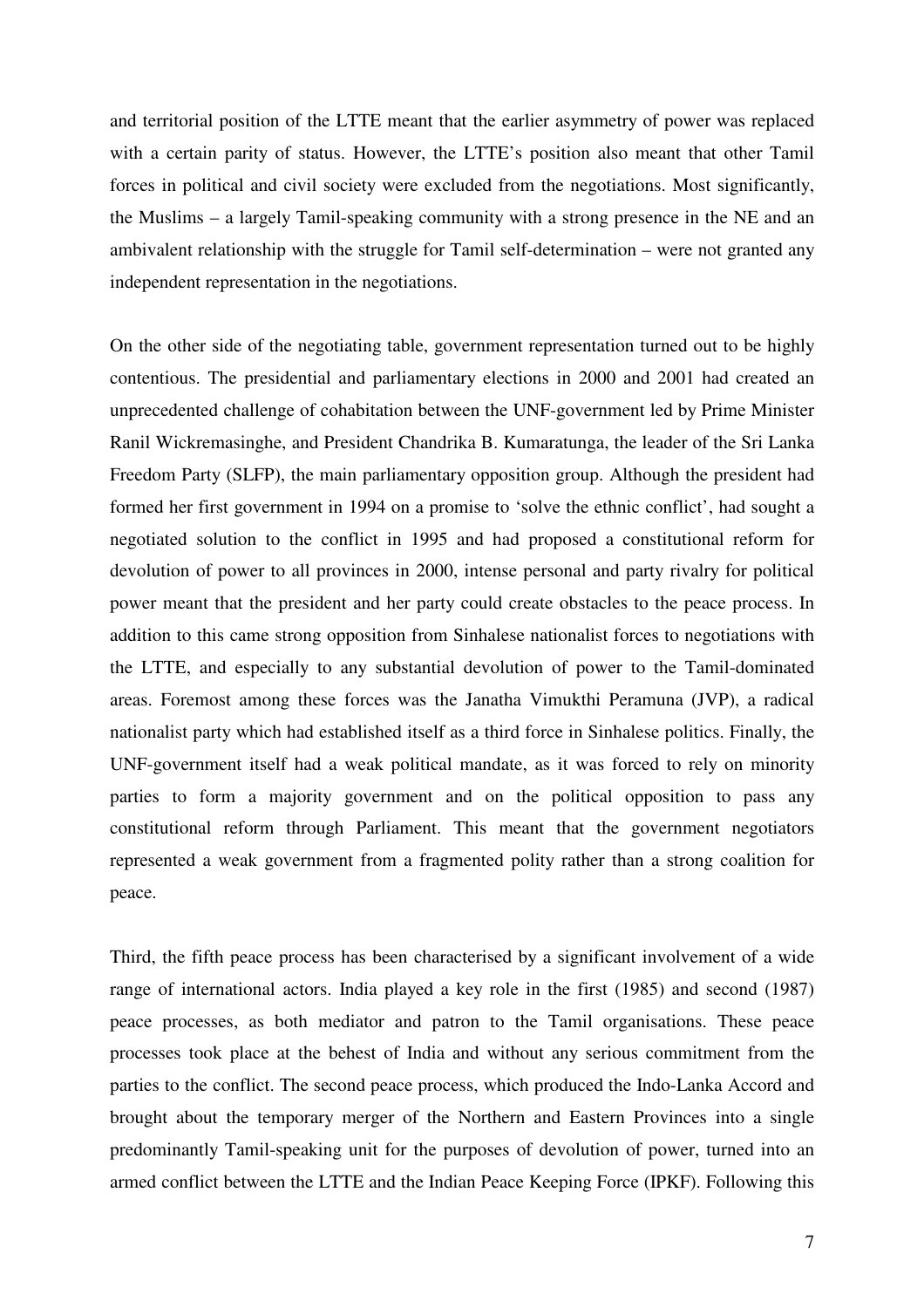and territorial position of the LTTE meant that the earlier asymmetry of power was replaced with a certain parity of status. However, the LTTE's position also meant that other Tamil forces in political and civil society were excluded from the negotiations. Most significantly, the Muslims – a largely Tamil-speaking community with a strong presence in the NE and an ambivalent relationship with the struggle for Tamil self-determination – were not granted any independent representation in the negotiations.

On the other side of the negotiating table, government representation turned out to be highly contentious. The presidential and parliamentary elections in 2000 and 2001 had created an unprecedented challenge of cohabitation between the UNF-government led by Prime Minister Ranil Wickremasinghe, and President Chandrika B. Kumaratunga, the leader of the Sri Lanka Freedom Party (SLFP), the main parliamentary opposition group. Although the president had formed her first government in 1994 on a promise to 'solve the ethnic conflict', had sought a negotiated solution to the conflict in 1995 and had proposed a constitutional reform for devolution of power to all provinces in 2000, intense personal and party rivalry for political power meant that the president and her party could create obstacles to the peace process. In addition to this came strong opposition from Sinhalese nationalist forces to negotiations with the LTTE, and especially to any substantial devolution of power to the Tamil-dominated areas. Foremost among these forces was the Janatha Vimukthi Peramuna (JVP), a radical nationalist party which had established itself as a third force in Sinhalese politics. Finally, the UNF-government itself had a weak political mandate, as it was forced to rely on minority parties to form a majority government and on the political opposition to pass any constitutional reform through Parliament. This meant that the government negotiators represented a weak government from a fragmented polity rather than a strong coalition for peace.

Third, the fifth peace process has been characterised by a significant involvement of a wide range of international actors. India played a key role in the first (1985) and second (1987) peace processes, as both mediator and patron to the Tamil organisations. These peace processes took place at the behest of India and without any serious commitment from the parties to the conflict. The second peace process, which produced the Indo-Lanka Accord and brought about the temporary merger of the Northern and Eastern Provinces into a single predominantly Tamil-speaking unit for the purposes of devolution of power, turned into an armed conflict between the LTTE and the Indian Peace Keeping Force (IPKF). Following this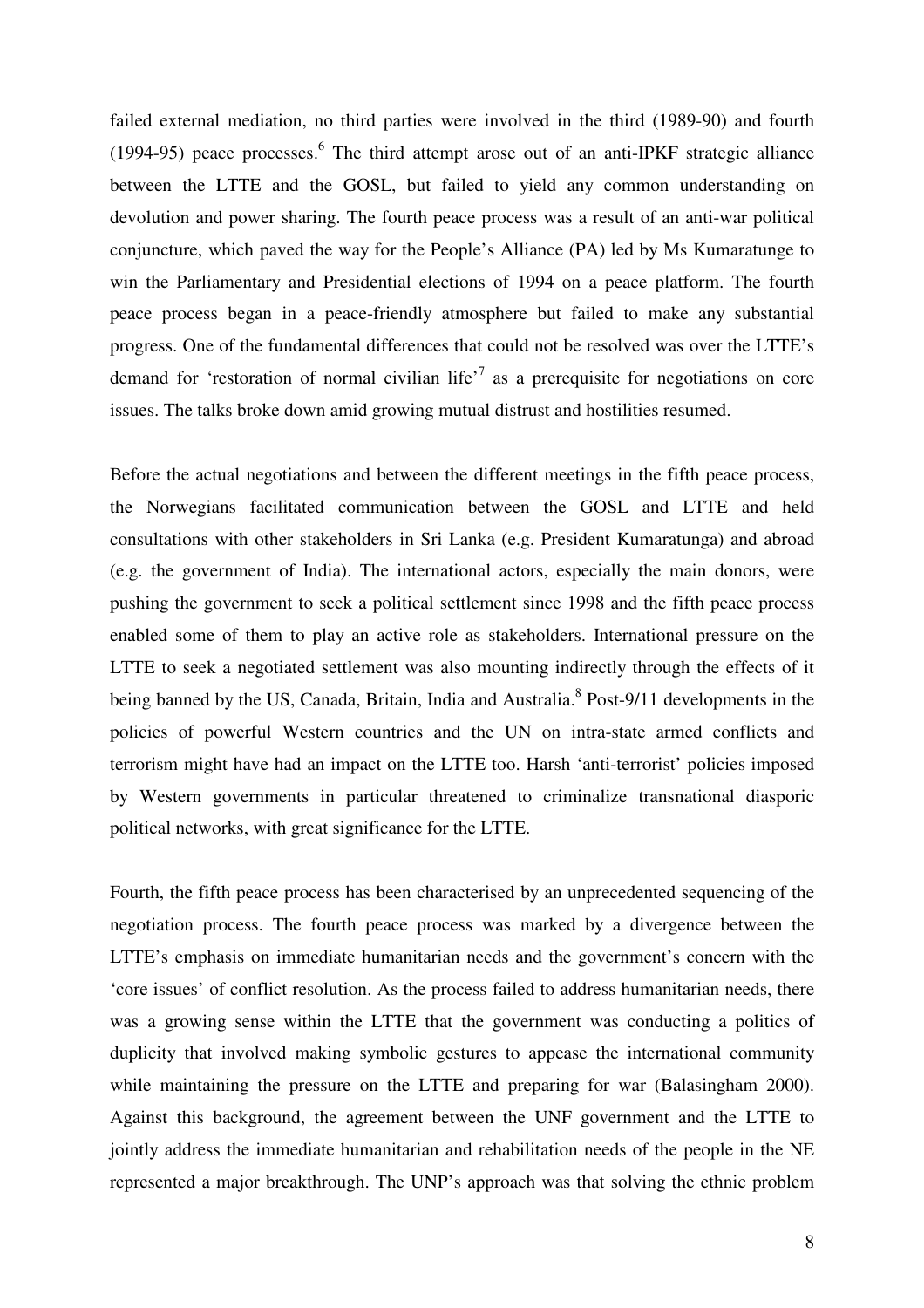failed external mediation, no third parties were involved in the third (1989-90) and fourth (1994-95) peace processes.[6] The third attempt arose out of an anti-IPKF strategic alliance between the LTTE and the GOSL, but failed to yield any common understanding on devolution and power sharing. The fourth peace process was a result of an anti-war political conjuncture, which paved the way for the People's Alliance (PA) led by Ms Kumaratunge to win the Parliamentary and Presidential elections of 1994 on a peace platform. The fourth peace process began in a peace-friendly atmosphere but failed to make any substantial progress. One of the fundamental differences that could not be resolved was over the LTTE's demand for 'restoration of normal civilian life'[7] as a prerequisite for negotiations on core issues. The talks broke down amid growing mutual distrust and hostilities resumed.

Before the actual negotiations and between the different meetings in the fifth peace process, the Norwegians facilitated communication between the GOSL and LTTE and held consultations with other stakeholders in Sri Lanka (e.g. President Kumaratunga) and abroad (e.g. the government of India). The international actors, especially the main donors, were pushing the government to seek a political settlement since 1998 and the fifth peace process enabled some of them to play an active role as stakeholders. International pressure on the LTTE to seek a negotiated settlement was also mounting indirectly through the effects of it being banned by the US, Canada, Britain, India and Australia.[8] Post-9/11 developments in the policies of powerful Western countries and the UN on intra-state armed conflicts and terrorism might have had an impact on the LTTE too. Harsh 'anti-terrorist' policies imposed by Western governments in particular threatened to criminalize transnational diasporic political networks, with great significance for the LTTE.

Fourth, the fifth peace process has been characterised by an unprecedented sequencing of the negotiation process. The fourth peace process was marked by a divergence between the LTTE's emphasis on immediate humanitarian needs and the government's concern with the 'core issues' of conflict resolution. As the process failed to address humanitarian needs, there was a growing sense within the LTTE that the government was conducting a politics of duplicity that involved making symbolic gestures to appease the international community while maintaining the pressure on the LTTE and preparing for war (Balasingham 2000). Against this background, the agreement between the UNF government and the LTTE to jointly address the immediate humanitarian and rehabilitation needs of the people in the NE represented a major breakthrough. The UNP's approach was that solving the ethnic problem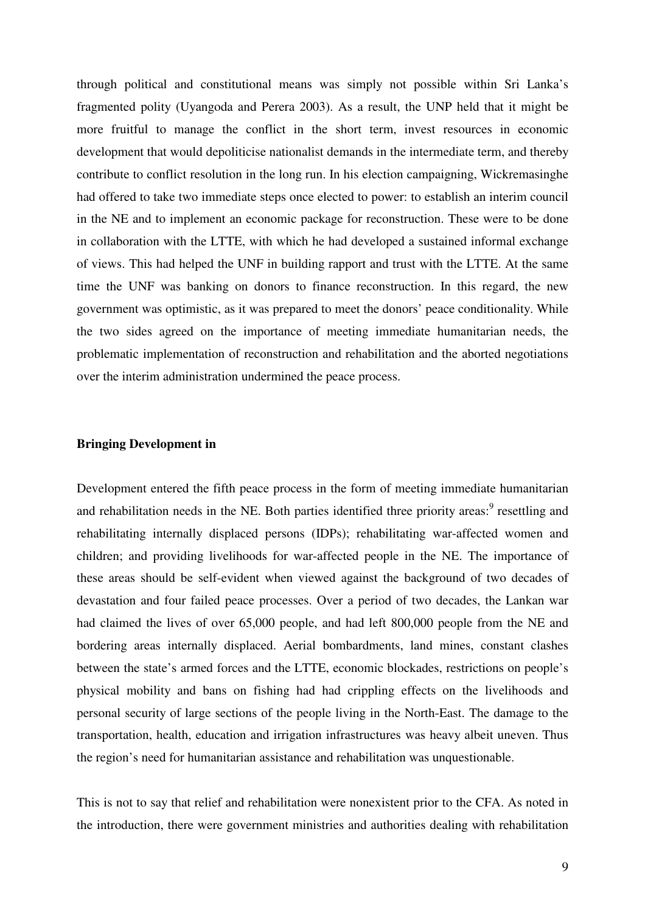through political and constitutional means was simply not possible within Sri Lanka's fragmented polity (Uyangoda and Perera 2003). As a result, the UNP held that it might be more fruitful to manage the conflict in the short term, invest resources in economic development that would depoliticise nationalist demands in the intermediate term, and thereby contribute to conflict resolution in the long run. In his election campaigning, Wickremasinghe had offered to take two immediate steps once elected to power: to establish an interim council in the NE and to implement an economic package for reconstruction. These were to be done in collaboration with the LTTE, with which he had developed a sustained informal exchange of views. This had helped the UNF in building rapport and trust with the LTTE. At the same time the UNF was banking on donors to finance reconstruction. In this regard, the new government was optimistic, as it was prepared to meet the donors' peace conditionality. While the two sides agreed on the importance of meeting immediate humanitarian needs, the problematic implementation of reconstruction and rehabilitation and the aborted negotiations over the interim administration undermined the peace process.

**Bringing Development in**

Development entered the fifth peace process in the form of meeting immediate humanitarian and rehabilitation needs in the NE. Both parties identified three priority areas:[9] resettling and rehabilitating internally displaced persons (IDPs); rehabilitating war-affected women and children; and providing livelihoods for war-affected people in the NE. The importance of these areas should be self-evident when viewed against the background of two decades of devastation and four failed peace processes. Over a period of two decades, the Lankan war had claimed the lives of over 65,000 people, and had left 800,000 people from the NE and bordering areas internally displaced. Aerial bombardments, land mines, constant clashes between the state's armed forces and the LTTE, economic blockades, restrictions on people's physical mobility and bans on fishing had had crippling effects on the livelihoods and personal security of large sections of the people living in the North-East. The damage to the transportation, health, education and irrigation infrastructures was heavy albeit uneven. Thus the region's need for humanitarian assistance and rehabilitation was unquestionable.

This is not to say that relief and rehabilitation were nonexistent prior to the CFA. As noted in the introduction, there were government ministries and authorities dealing with rehabilitation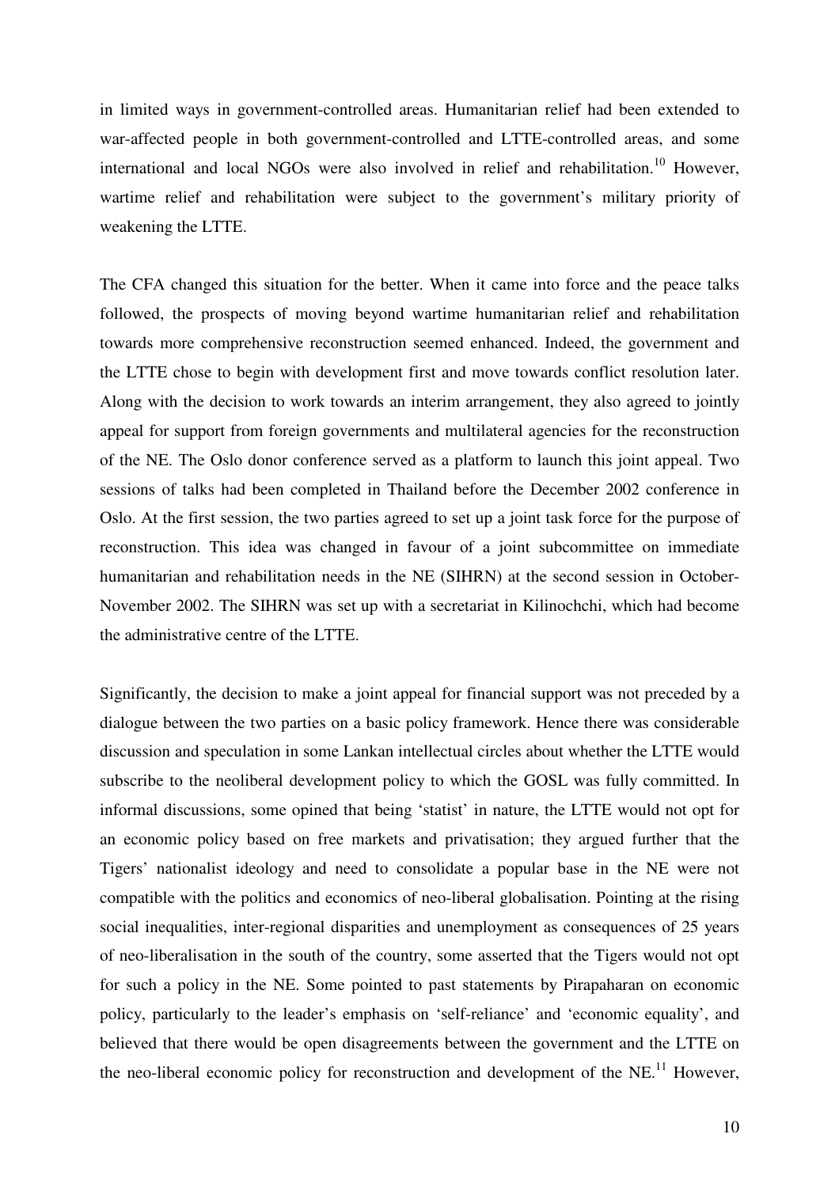in limited ways in government-controlled areas. Humanitarian relief had been extended to war-affected people in both government-controlled and LTTE-controlled areas, and some international and local NGOs were also involved in relief and rehabilitation.[10] However, wartime relief and rehabilitation were subject to the government's military priority of weakening the LTTE.

The CFA changed this situation for the better. When it came into force and the peace talks followed, the prospects of moving beyond wartime humanitarian relief and rehabilitation towards more comprehensive reconstruction seemed enhanced. Indeed, the government and the LTTE chose to begin with development first and move towards conflict resolution later. Along with the decision to work towards an interim arrangement, they also agreed to jointly appeal for support from foreign governments and multilateral agencies for the reconstruction of the NE. The Oslo donor conference served as a platform to launch this joint appeal. Two sessions of talks had been completed in Thailand before the December 2002 conference in Oslo. At the first session, the two parties agreed to set up a joint task force for the purpose of reconstruction. This idea was changed in favour of a joint subcommittee on immediate humanitarian and rehabilitation needs in the NE (SIHRN) at the second session in October-November 2002. The SIHRN was set up with a secretariat in Kilinochchi, which had become the administrative centre of the LTTE.

Significantly, the decision to make a joint appeal for financial support was not preceded by a dialogue between the two parties on a basic policy framework. Hence there was considerable discussion and speculation in some Lankan intellectual circles about whether the LTTE would subscribe to the neoliberal development policy to which the GOSL was fully committed. In informal discussions, some opined that being 'statist' in nature, the LTTE would not opt for an economic policy based on free markets and privatisation; they argued further that the Tigers' nationalist ideology and need to consolidate a popular base in the NE were not compatible with the politics and economics of neo-liberal globalisation. Pointing at the rising social inequalities, inter-regional disparities and unemployment as consequences of 25 years of neo-liberalisation in the south of the country, some asserted that the Tigers would not opt for such a policy in the NE. Some pointed to past statements by Pirapaharan on economic policy, particularly to the leader's emphasis on 'self-reliance' and 'economic equality', and believed that there would be open disagreements between the government and the LTTE on the neo-liberal economic policy for reconstruction and development of the NE.[11] However,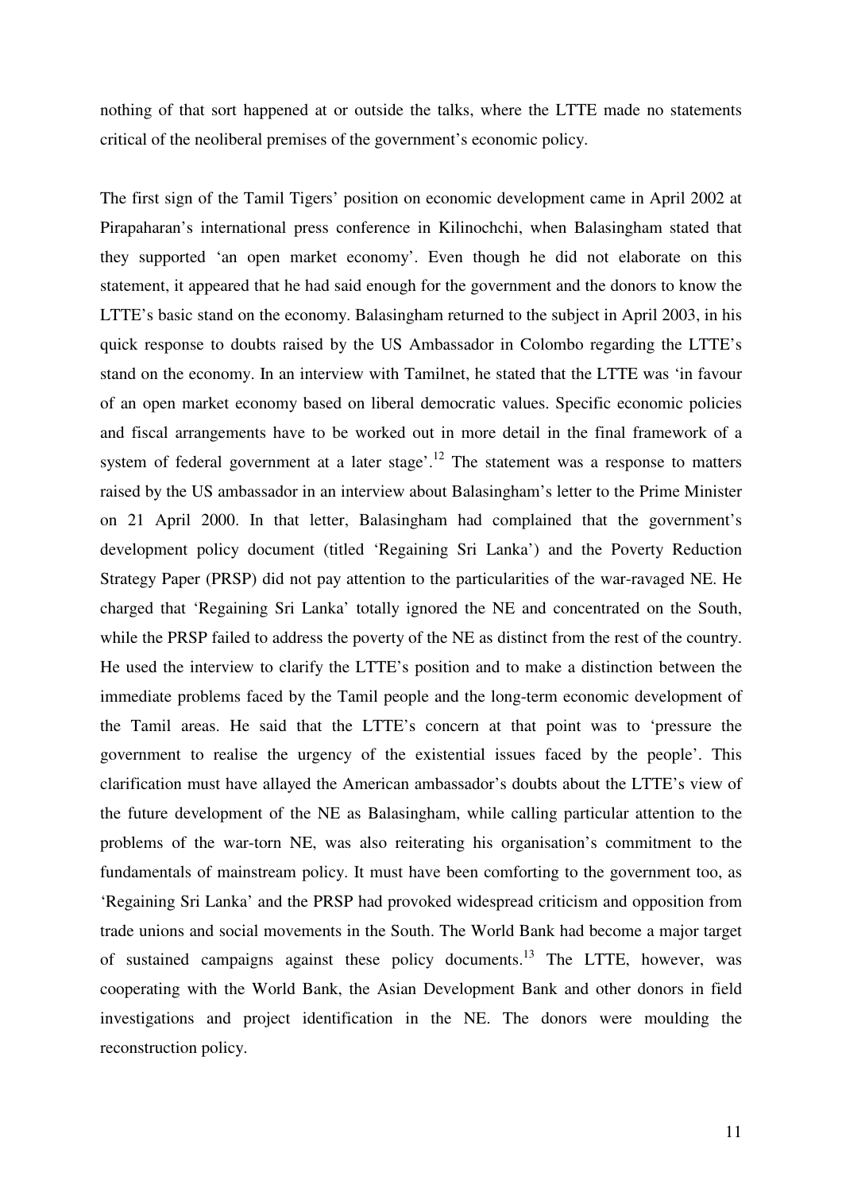nothing of that sort happened at or outside the talks, where the LTTE made no statements critical of the neoliberal premises of the government's economic policy.

The first sign of the Tamil Tigers' position on economic development came in April 2002 at Pirapaharan's international press conference in Kilinochchi, when Balasingham stated that they supported 'an open market economy'. Even though he did not elaborate on this statement, it appeared that he had said enough for the government and the donors to know the LTTE's basic stand on the economy. Balasingham returned to the subject in April 2003, in his quick response to doubts raised by the US Ambassador in Colombo regarding the LTTE's stand on the economy. In an interview with Tamilnet, he stated that the LTTE was 'in favour of an open market economy based on liberal democratic values. Specific economic policies and fiscal arrangements have to be worked out in more detail in the final framework of a system of federal government at a later stage'.[12] The statement was a response to matters raised by the US ambassador in an interview about Balasingham's letter to the Prime Minister on 21 April 2000. In that letter, Balasingham had complained that the government's development policy document (titled 'Regaining Sri Lanka') and the Poverty Reduction Strategy Paper (PRSP) did not pay attention to the particularities of the war-ravaged NE. He charged that 'Regaining Sri Lanka' totally ignored the NE and concentrated on the South, while the PRSP failed to address the poverty of the NE as distinct from the rest of the country. He used the interview to clarify the LTTE's position and to make a distinction between the immediate problems faced by the Tamil people and the long-term economic development of the Tamil areas. He said that the LTTE's concern at that point was to 'pressure the government to realise the urgency of the existential issues faced by the people'. This clarification must have allayed the American ambassador's doubts about the LTTE's view of the future development of the NE as Balasingham, while calling particular attention to the problems of the war-torn NE, was also reiterating his organisation's commitment to the fundamentals of mainstream policy. It must have been comforting to the government too, as 'Regaining Sri Lanka' and the PRSP had provoked widespread criticism and opposition from trade unions and social movements in the South. The World Bank had become a major target of sustained campaigns against these policy documents.[13] The LTTE, however, was cooperating with the World Bank, the Asian Development Bank and other donors in field investigations and project identification in the NE. The donors were moulding the reconstruction policy.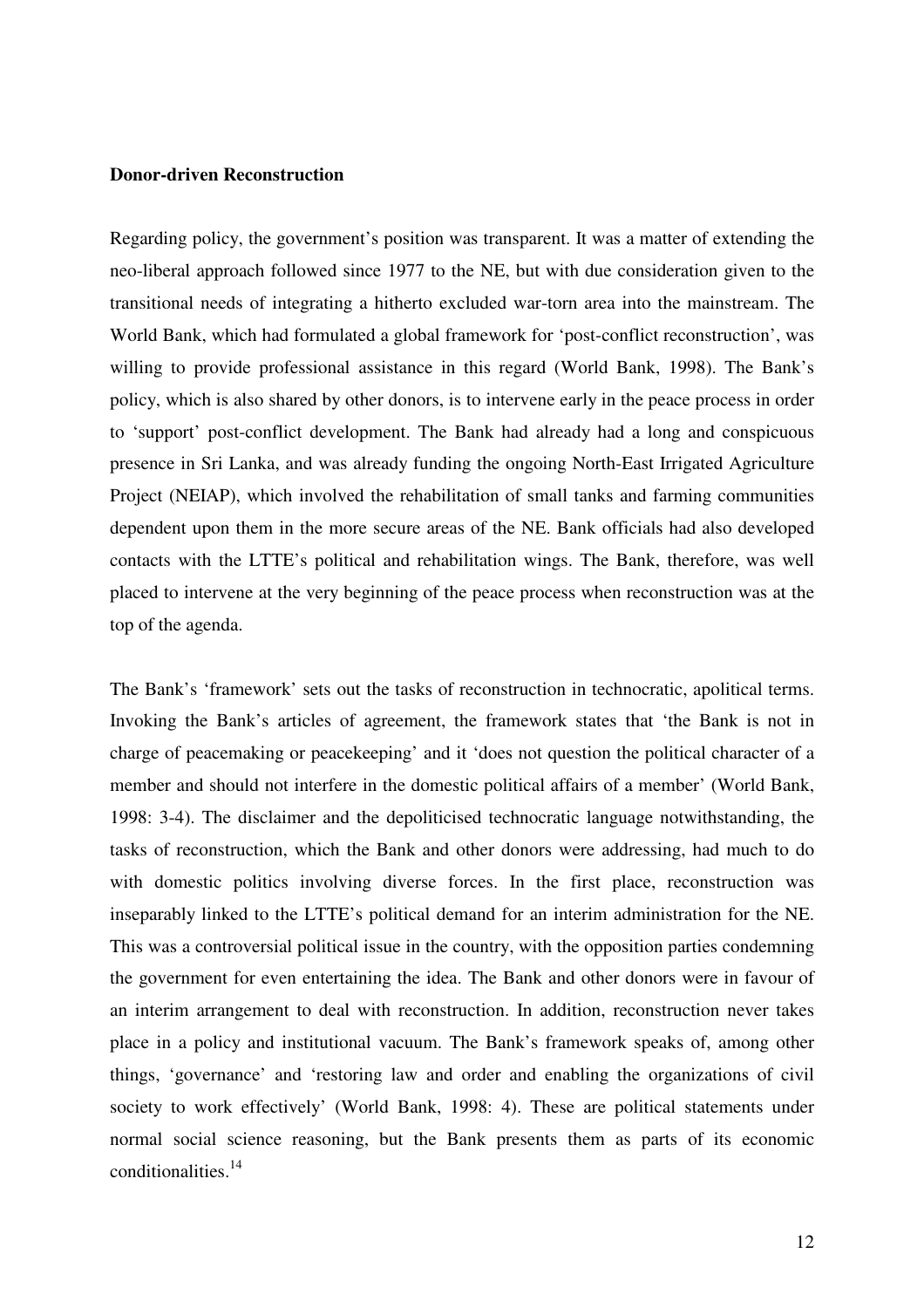**Donor-driven Reconstruction**

Regarding policy, the government's position was transparent. It was a matter of extending the neo-liberal approach followed since 1977 to the NE, but with due consideration given to the transitional needs of integrating a hitherto excluded war-torn area into the mainstream. The World Bank, which had formulated a global framework for 'post-conflict reconstruction', was willing to provide professional assistance in this regard (World Bank, 1998). The Bank's policy, which is also shared by other donors, is to intervene early in the peace process in order to 'support' post-conflict development. The Bank had already had a long and conspicuous presence in Sri Lanka, and was already funding the ongoing North-East Irrigated Agriculture Project (NEIAP), which involved the rehabilitation of small tanks and farming communities dependent upon them in the more secure areas of the NE. Bank officials had also developed contacts with the LTTE's political and rehabilitation wings. The Bank, therefore, was well placed to intervene at the very beginning of the peace process when reconstruction was at the top of the agenda.

The Bank's 'framework' sets out the tasks of reconstruction in technocratic, apolitical terms. Invoking the Bank's articles of agreement, the framework states that 'the Bank is not in charge of peacemaking or peacekeeping' and it 'does not question the political character of a member and should not interfere in the domestic political affairs of a member' (World Bank, 1998: 3-4). The disclaimer and the depoliticised technocratic language notwithstanding, the tasks of reconstruction, which the Bank and other donors were addressing, had much to do with domestic politics involving diverse forces. In the first place, reconstruction was inseparably linked to the LTTE's political demand for an interim administration for the NE. This was a controversial political issue in the country, with the opposition parties condemning the government for even entertaining the idea. The Bank and other donors were in favour of an interim arrangement to deal with reconstruction. In addition, reconstruction never takes place in a policy and institutional vacuum. The Bank's framework speaks of, among other things, 'governance' and 'restoring law and order and enabling the organizations of civil society to work effectively' (World Bank, 1998: 4). These are political statements under normal social science reasoning, but the Bank presents them as parts of its economic conditionalities.[14]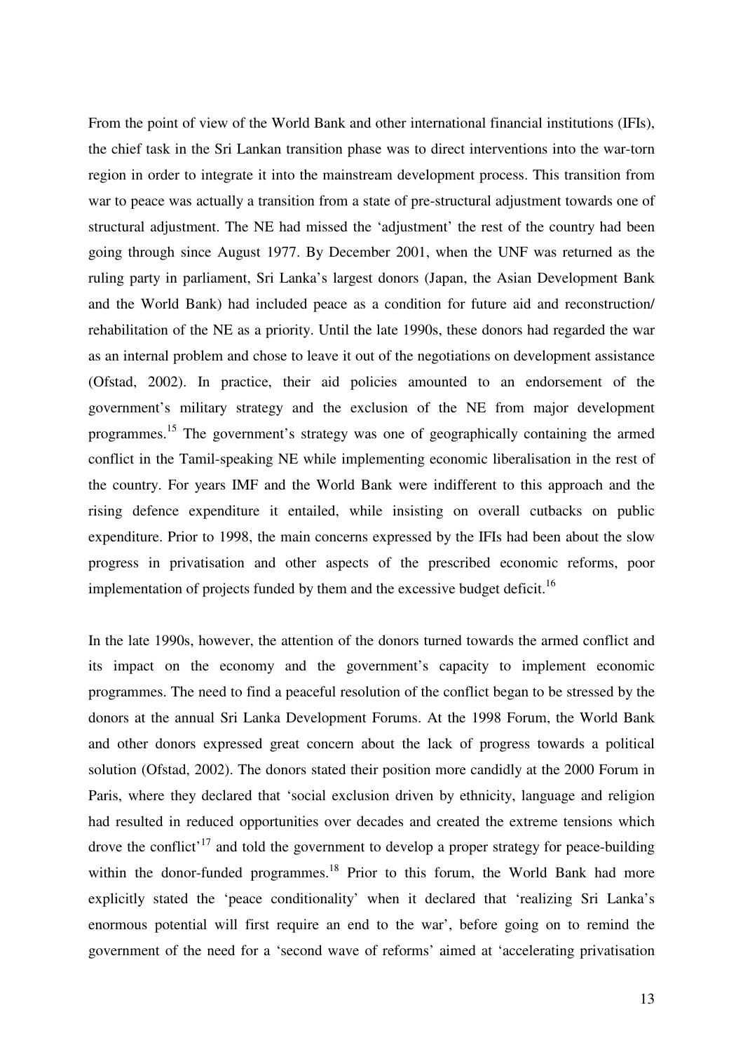From the point of view of the World Bank and other international financial institutions (IFIs), the chief task in the Sri Lankan transition phase was to direct interventions into the war-torn region in order to integrate it into the mainstream development process. This transition from war to peace was actually a transition from a state of pre-structural adjustment towards one of structural adjustment. The NE had missed the 'adjustment' the rest of the country had been going through since August 1977. By December 2001, when the UNF was returned as the ruling party in parliament, Sri Lanka's largest donors (Japan, the Asian Development Bank and the World Bank) had included peace as a condition for future aid and reconstruction/ rehabilitation of the NE as a priority. Until the late 1990s, these donors had regarded the war as an internal problem and chose to leave it out of the negotiations on development assistance (Ofstad, 2002). In practice, their aid policies amounted to an endorsement of the government's military strategy and the exclusion of the NE from major development programmes.[15] The government's strategy was one of geographically containing the armed conflict in the Tamil-speaking NE while implementing economic liberalisation in the rest of the country. For years IMF and the World Bank were indifferent to this approach and the rising defence expenditure it entailed, while insisting on overall cutbacks on public expenditure. Prior to 1998, the main concerns expressed by the IFIs had been about the slow progress in privatisation and other aspects of the prescribed economic reforms, poor implementation of projects funded by them and the excessive budget deficit.[16]

In the late 1990s, however, the attention of the donors turned towards the armed conflict and its impact on the economy and the government's capacity to implement economic programmes. The need to find a peaceful resolution of the conflict began to be stressed by the donors at the annual Sri Lanka Development Forums. At the 1998 Forum, the World Bank and other donors expressed great concern about the lack of progress towards a political solution (Ofstad, 2002). The donors stated their position more candidly at the 2000 Forum in Paris, where they declared that 'social exclusion driven by ethnicity, language and religion had resulted in reduced opportunities over decades and created the extreme tensions which drove the conflict'[17] and told the government to develop a proper strategy for peace-building within the donor-funded programmes.[18] Prior to this forum, the World Bank had more explicitly stated the 'peace conditionality' when it declared that 'realizing Sri Lanka's enormous potential will first require an end to the war', before going on to remind the government of the need for a 'second wave of reforms' aimed at 'accelerating privatisation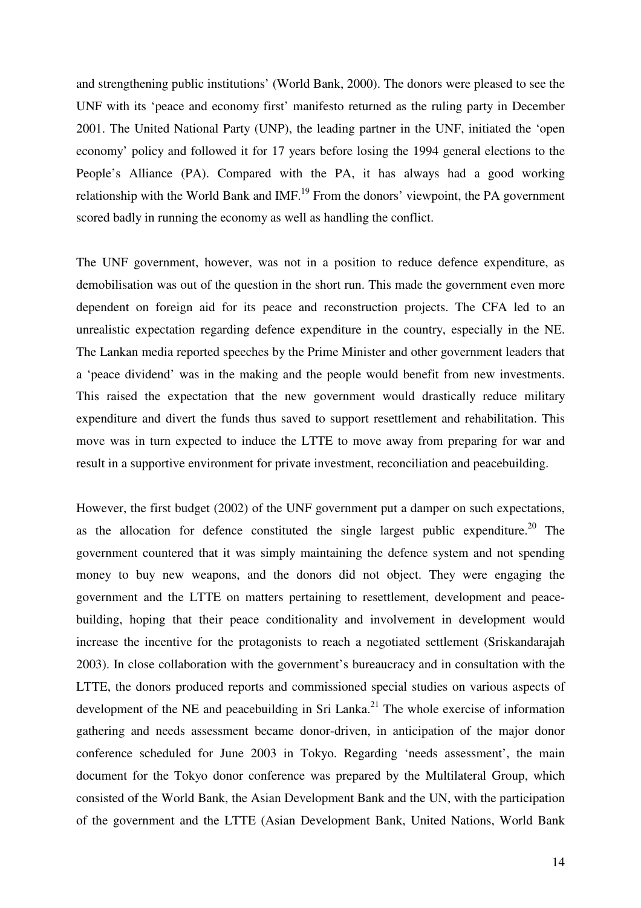and strengthening public institutions' (World Bank, 2000). The donors were pleased to see the UNF with its 'peace and economy first' manifesto returned as the ruling party in December 2001. The United National Party (UNP), the leading partner in the UNF, initiated the 'open economy' policy and followed it for 17 years before losing the 1994 general elections to the People's Alliance (PA). Compared with the PA, it has always had a good working relationship with the World Bank and IMF.[19] From the donors' viewpoint, the PA government scored badly in running the economy as well as handling the conflict.

The UNF government, however, was not in a position to reduce defence expenditure, as demobilisation was out of the question in the short run. This made the government even more dependent on foreign aid for its peace and reconstruction projects. The CFA led to an unrealistic expectation regarding defence expenditure in the country, especially in the NE. The Lankan media reported speeches by the Prime Minister and other government leaders that a 'peace dividend' was in the making and the people would benefit from new investments. This raised the expectation that the new government would drastically reduce military expenditure and divert the funds thus saved to support resettlement and rehabilitation. This move was in turn expected to induce the LTTE to move away from preparing for war and result in a supportive environment for private investment, reconciliation and peacebuilding.

However, the first budget (2002) of the UNF government put a damper on such expectations, as the allocation for defence constituted the single largest public expenditure.[20] The government countered that it was simply maintaining the defence system and not spending money to buy new weapons, and the donors did not object. They were engaging the government and the LTTE on matters pertaining to resettlement, development and peace-building, hoping that their peace conditionality and involvement in development would increase the incentive for the protagonists to reach a negotiated settlement (Sriskandarajah 2003). In close collaboration with the government's bureaucracy and in consultation with the LTTE, the donors produced reports and commissioned special studies on various aspects of development of the NE and peacebuilding in Sri Lanka.[21] The whole exercise of information gathering and needs assessment became donor-driven, in anticipation of the major donor conference scheduled for June 2003 in Tokyo. Regarding 'needs assessment', the main document for the Tokyo donor conference was prepared by the Multilateral Group, which consisted of the World Bank, the Asian Development Bank and the UN, with the participation of the government and the LTTE (Asian Development Bank, United Nations, World Bank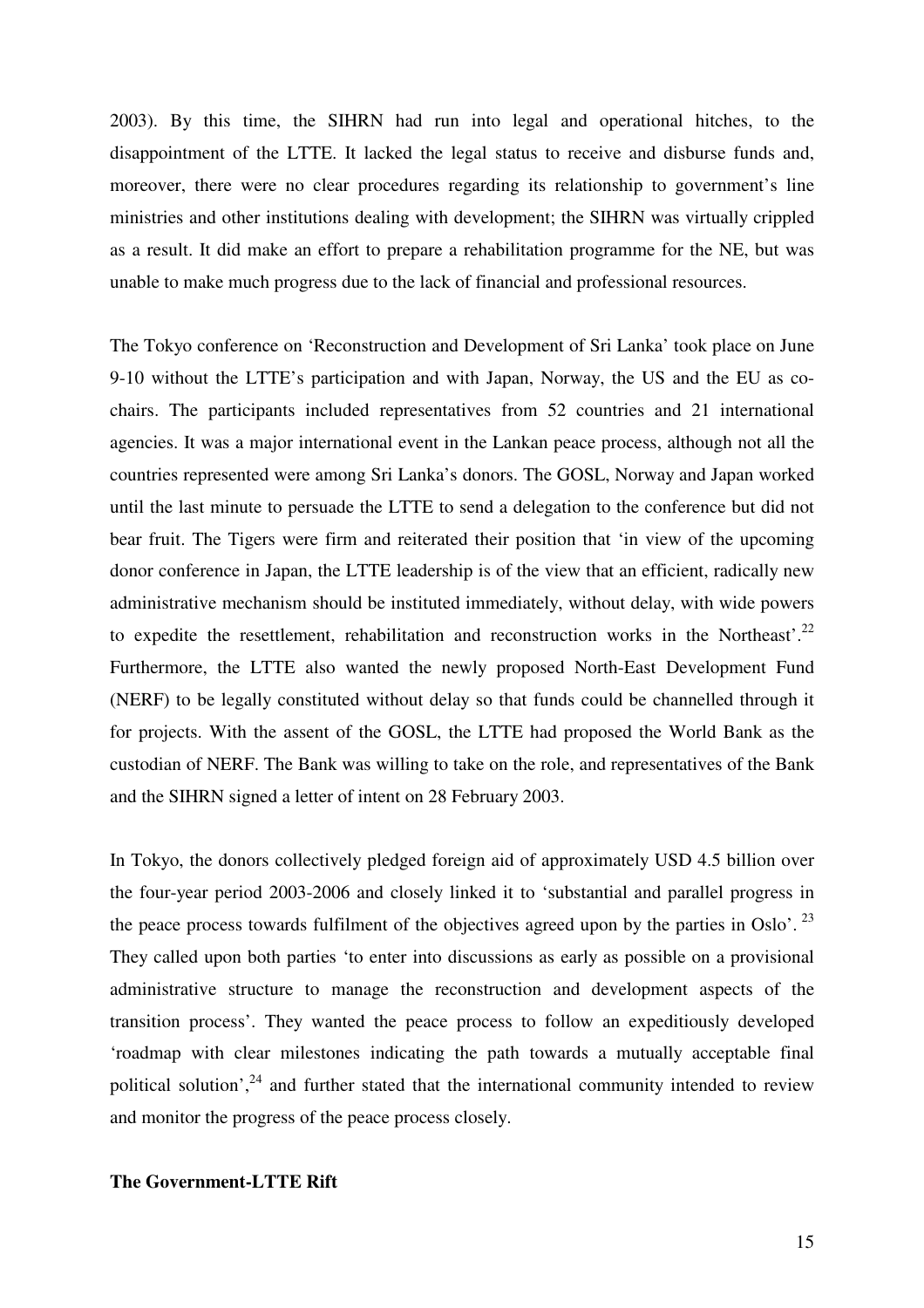2003). By this time, the SIHRN had run into legal and operational hitches, to the disappointment of the LTTE. It lacked the legal status to receive and disburse funds and, moreover, there were no clear procedures regarding its relationship to government's line ministries and other institutions dealing with development; the SIHRN was virtually crippled as a result. It did make an effort to prepare a rehabilitation programme for the NE, but was unable to make much progress due to the lack of financial and professional resources.

The Tokyo conference on 'Reconstruction and Development of Sri Lanka' took place on June 9-10 without the LTTE's participation and with Japan, Norway, the US and the EU as co-chairs. The participants included representatives from 52 countries and 21 international agencies. It was a major international event in the Lankan peace process, although not all the countries represented were among Sri Lanka's donors. The GOSL, Norway and Japan worked until the last minute to persuade the LTTE to send a delegation to the conference but did not bear fruit. The Tigers were firm and reiterated their position that 'in view of the upcoming donor conference in Japan, the LTTE leadership is of the view that an efficient, radically new administrative mechanism should be instituted immediately, without delay, with wide powers to expedite the resettlement, rehabilitation and reconstruction works in the Northeast'.[22] Furthermore, the LTTE also wanted the newly proposed North-East Development Fund (NERF) to be legally constituted without delay so that funds could be channelled through it for projects. With the assent of the GOSL, the LTTE had proposed the World Bank as the custodian of NERF. The Bank was willing to take on the role, and representatives of the Bank and the SIHRN signed a letter of intent on 28 February 2003.

In Tokyo, the donors collectively pledged foreign aid of approximately USD 4.5 billion over the four-year period 2003-2006 and closely linked it to 'substantial and parallel progress in the peace process towards fulfilment of the objectives agreed upon by the parties in Oslo'.[23] They called upon both parties 'to enter into discussions as early as possible on a provisional administrative structure to manage the reconstruction and development aspects of the transition process'. They wanted the peace process to follow an expeditiously developed 'roadmap with clear milestones indicating the path towards a mutually acceptable final political solution',[24] and further stated that the international community intended to review and monitor the progress of the peace process closely.

**The Government-LTTE Rift**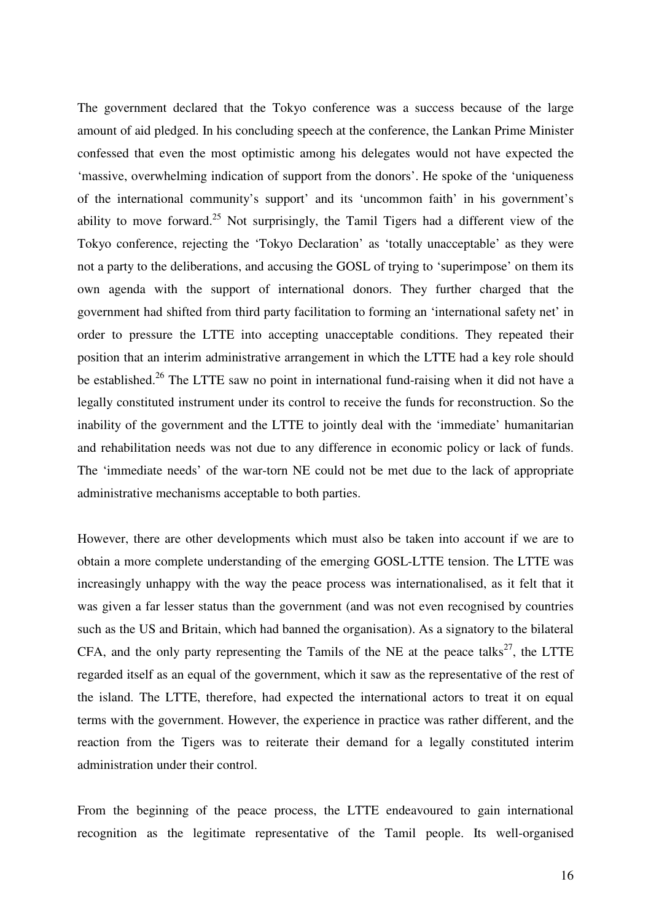The government declared that the Tokyo conference was a success because of the large amount of aid pledged. In his concluding speech at the conference, the Lankan Prime Minister confessed that even the most optimistic among his delegates would not have expected the 'massive, overwhelming indication of support from the donors'. He spoke of the 'uniqueness of the international community's support' and its 'uncommon faith' in his government's ability to move forward.[25] Not surprisingly, the Tamil Tigers had a different view of the Tokyo conference, rejecting the 'Tokyo Declaration' as 'totally unacceptable' as they were not a party to the deliberations, and accusing the GOSL of trying to 'superimpose' on them its own agenda with the support of international donors. They further charged that the government had shifted from third party facilitation to forming an 'international safety net' in order to pressure the LTTE into accepting unacceptable conditions. They repeated their position that an interim administrative arrangement in which the LTTE had a key role should be established.[26] The LTTE saw no point in international fund-raising when it did not have a legally constituted instrument under its control to receive the funds for reconstruction. So the inability of the government and the LTTE to jointly deal with the 'immediate' humanitarian and rehabilitation needs was not due to any difference in economic policy or lack of funds. The 'immediate needs' of the war-torn NE could not be met due to the lack of appropriate administrative mechanisms acceptable to both parties.

However, there are other developments which must also be taken into account if we are to obtain a more complete understanding of the emerging GOSL-LTTE tension. The LTTE was increasingly unhappy with the way the peace process was internationalised, as it felt that it was given a far lesser status than the government (and was not even recognised by countries such as the US and Britain, which had banned the organisation). As a signatory to the bilateral CFA, and the only party representing the Tamils of the NE at the peace talks[27], the LTTE regarded itself as an equal of the government, which it saw as the representative of the rest of the island. The LTTE, therefore, had expected the international actors to treat it on equal terms with the government. However, the experience in practice was rather different, and the reaction from the Tigers was to reiterate their demand for a legally constituted interim administration under their control.

From the beginning of the peace process, the LTTE endeavoured to gain international recognition as the legitimate representative of the Tamil people. Its well-organised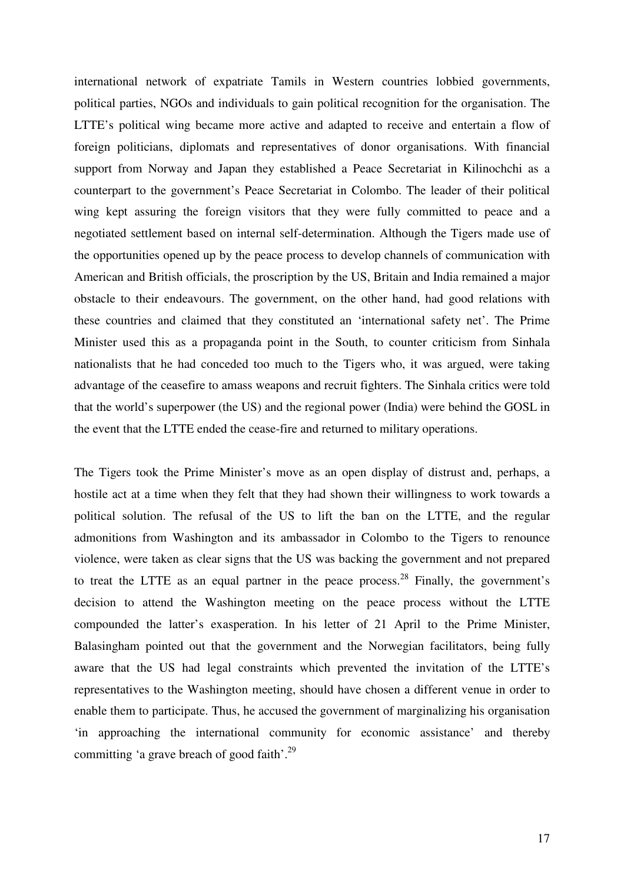international network of expatriate Tamils in Western countries lobbied governments, political parties, NGOs and individuals to gain political recognition for the organisation. The LTTE's political wing became more active and adapted to receive and entertain a flow of foreign politicians, diplomats and representatives of donor organisations. With financial support from Norway and Japan they established a Peace Secretariat in Kilinochchi as a counterpart to the government's Peace Secretariat in Colombo. The leader of their political wing kept assuring the foreign visitors that they were fully committed to peace and a negotiated settlement based on internal self-determination. Although the Tigers made use of the opportunities opened up by the peace process to develop channels of communication with American and British officials, the proscription by the US, Britain and India remained a major obstacle to their endeavours. The government, on the other hand, had good relations with these countries and claimed that they constituted an 'international safety net'. The Prime Minister used this as a propaganda point in the South, to counter criticism from Sinhala nationalists that he had conceded too much to the Tigers who, it was argued, were taking advantage of the ceasefire to amass weapons and recruit fighters. The Sinhala critics were told that the world's superpower (the US) and the regional power (India) were behind the GOSL in the event that the LTTE ended the cease-fire and returned to military operations.

The Tigers took the Prime Minister's move as an open display of distrust and, perhaps, a hostile act at a time when they felt that they had shown their willingness to work towards a political solution. The refusal of the US to lift the ban on the LTTE, and the regular admonitions from Washington and its ambassador in Colombo to the Tigers to renounce violence, were taken as clear signs that the US was backing the government and not prepared to treat the LTTE as an equal partner in the peace process.[28] Finally, the government's decision to attend the Washington meeting on the peace process without the LTTE compounded the latter's exasperation. In his letter of 21 April to the Prime Minister, Balasingham pointed out that the government and the Norwegian facilitators, being fully aware that the US had legal constraints which prevented the invitation of the LTTE's representatives to the Washington meeting, should have chosen a different venue in order to enable them to participate. Thus, he accused the government of marginalizing his organisation 'in approaching the international community for economic assistance' and thereby committing 'a grave breach of good faith'.[29]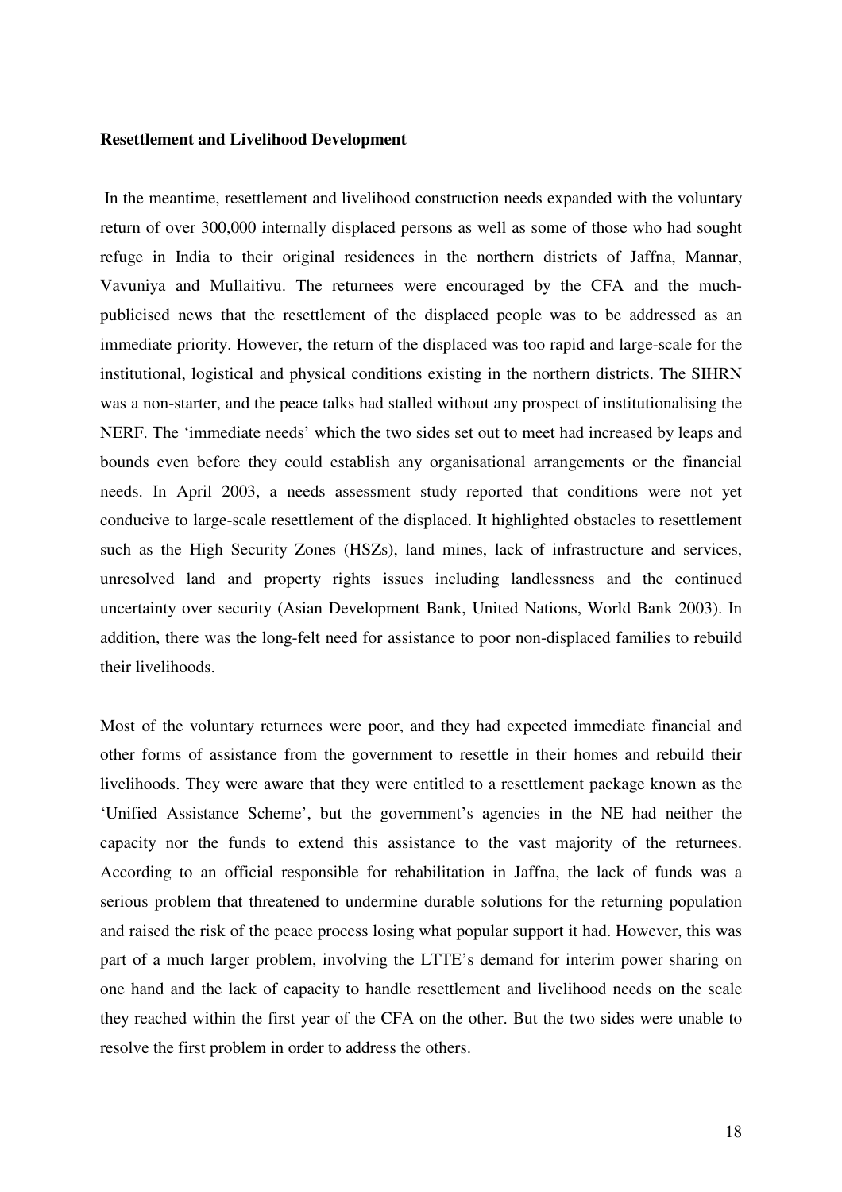**Resettlement and Livelihood Development**

In the meantime, resettlement and livelihood construction needs expanded with the voluntary return of over 300,000 internally displaced persons as well as some of those who had sought refuge in India to their original residences in the northern districts of Jaffna, Mannar, Vavuniya and Mullaitivu. The returnees were encouraged by the CFA and the much-publicised news that the resettlement of the displaced people was to be addressed as an immediate priority. However, the return of the displaced was too rapid and large-scale for the institutional, logistical and physical conditions existing in the northern districts. The SIHRN was a non-starter, and the peace talks had stalled without any prospect of institutionalising the NERF. The 'immediate needs' which the two sides set out to meet had increased by leaps and bounds even before they could establish any organisational arrangements or the financial needs. In April 2003, a needs assessment study reported that conditions were not yet conducive to large-scale resettlement of the displaced. It highlighted obstacles to resettlement such as the High Security Zones (HSZs), land mines, lack of infrastructure and services, unresolved land and property rights issues including landlessness and the continued uncertainty over security (Asian Development Bank, United Nations, World Bank 2003). In addition, there was the long-felt need for assistance to poor non-displaced families to rebuild their livelihoods.

Most of the voluntary returnees were poor, and they had expected immediate financial and other forms of assistance from the government to resettle in their homes and rebuild their livelihoods. They were aware that they were entitled to a resettlement package known as the 'Unified Assistance Scheme', but the government's agencies in the NE had neither the capacity nor the funds to extend this assistance to the vast majority of the returnees. According to an official responsible for rehabilitation in Jaffna, the lack of funds was a serious problem that threatened to undermine durable solutions for the returning population and raised the risk of the peace process losing what popular support it had. However, this was part of a much larger problem, involving the LTTE's demand for interim power sharing on one hand and the lack of capacity to handle resettlement and livelihood needs on the scale they reached within the first year of the CFA on the other. But the two sides were unable to resolve the first problem in order to address the others.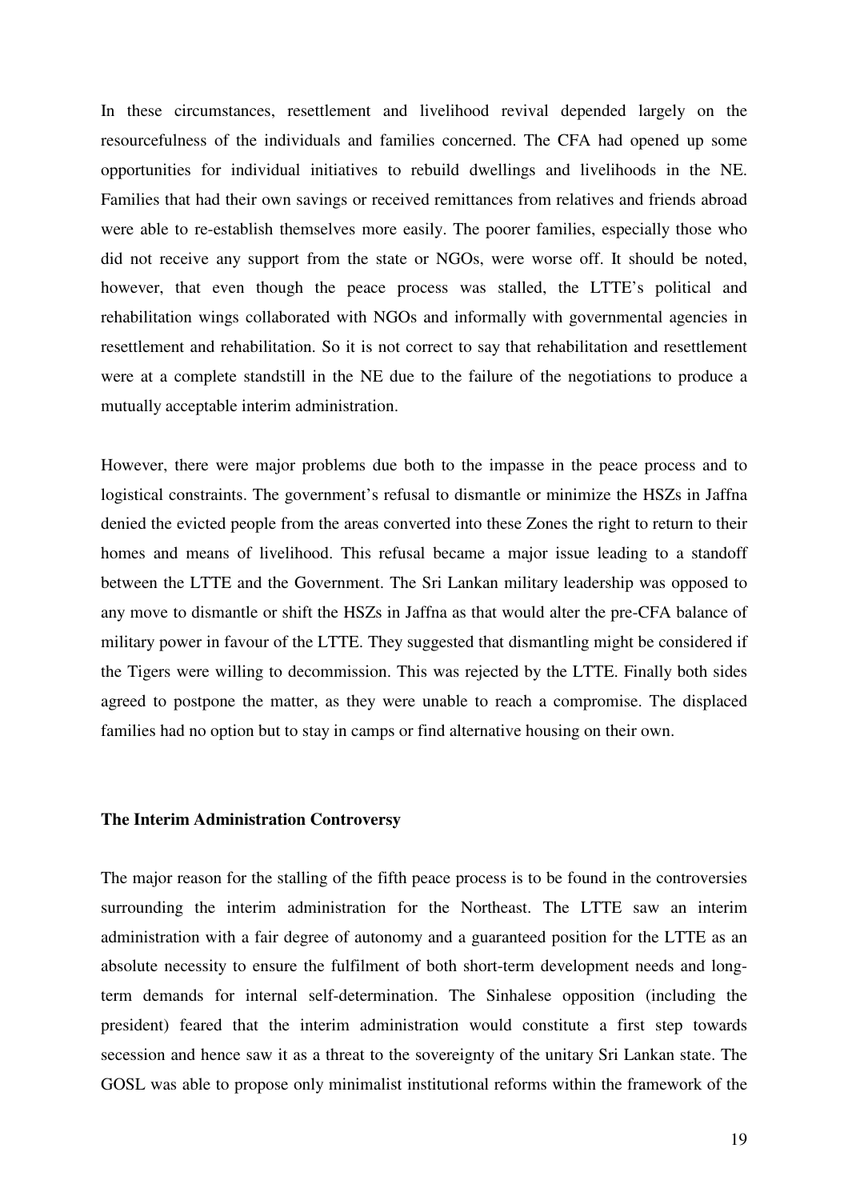In these circumstances, resettlement and livelihood revival depended largely on the resourcefulness of the individuals and families concerned. The CFA had opened up some opportunities for individual initiatives to rebuild dwellings and livelihoods in the NE. Families that had their own savings or received remittances from relatives and friends abroad were able to re-establish themselves more easily. The poorer families, especially those who did not receive any support from the state or NGOs, were worse off. It should be noted, however, that even though the peace process was stalled, the LTTE's political and rehabilitation wings collaborated with NGOs and informally with governmental agencies in resettlement and rehabilitation. So it is not correct to say that rehabilitation and resettlement were at a complete standstill in the NE due to the failure of the negotiations to produce a mutually acceptable interim administration.

However, there were major problems due both to the impasse in the peace process and to logistical constraints. The government's refusal to dismantle or minimize the HSZs in Jaffna denied the evicted people from the areas converted into these Zones the right to return to their homes and means of livelihood. This refusal became a major issue leading to a standoff between the LTTE and the Government. The Sri Lankan military leadership was opposed to any move to dismantle or shift the HSZs in Jaffna as that would alter the pre-CFA balance of military power in favour of the LTTE. They suggested that dismantling might be considered if the Tigers were willing to decommission. This was rejected by the LTTE. Finally both sides agreed to postpone the matter, as they were unable to reach a compromise. The displaced families had no option but to stay in camps or find alternative housing on their own.

### The Interim Administration Controversy

The major reason for the stalling of the fifth peace process is to be found in the controversies surrounding the interim administration for the Northeast. The LTTE saw an interim administration with a fair degree of autonomy and a guaranteed position for the LTTE as an absolute necessity to ensure the fulfilment of both short-term development needs and long-term demands for internal self-determination. The Sinhalese opposition (including the president) feared that the interim administration would constitute a first step towards secession and hence saw it as a threat to the sovereignty of the unitary Sri Lankan state. The GOSL was able to propose only minimalist institutional reforms within the framework of the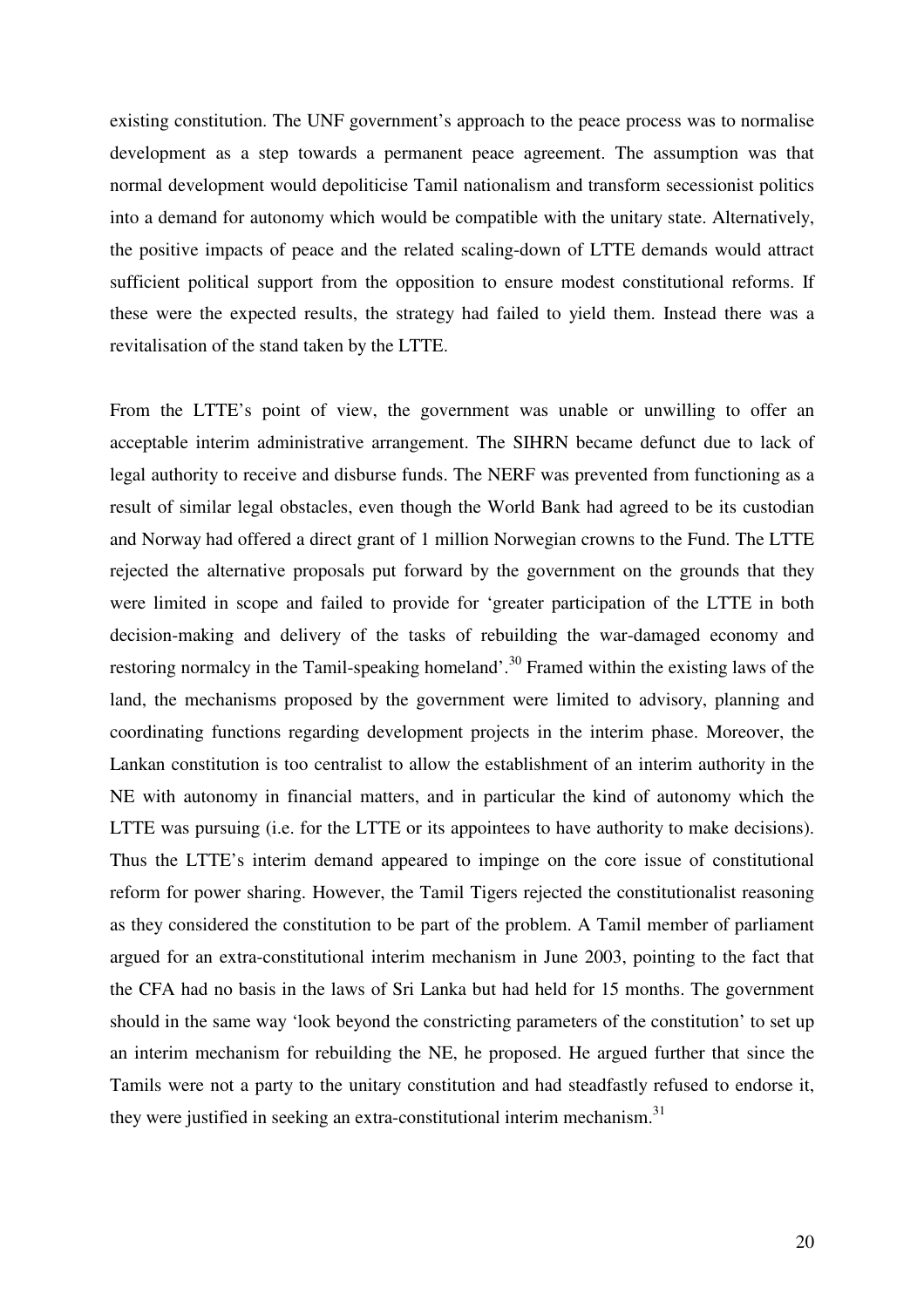existing constitution. The UNF government's approach to the peace process was to normalise development as a step towards a permanent peace agreement. The assumption was that normal development would depoliticise Tamil nationalism and transform secessionist politics into a demand for autonomy which would be compatible with the unitary state. Alternatively, the positive impacts of peace and the related scaling-down of LTTE demands would attract sufficient political support from the opposition to ensure modest constitutional reforms. If these were the expected results, the strategy had failed to yield them. Instead there was a revitalisation of the stand taken by the LTTE.

From the LTTE's point of view, the government was unable or unwilling to offer an acceptable interim administrative arrangement. The SIHRN became defunct due to lack of legal authority to receive and disburse funds. The NERF was prevented from functioning as a result of similar legal obstacles, even though the World Bank had agreed to be its custodian and Norway had offered a direct grant of 1 million Norwegian crowns to the Fund. The LTTE rejected the alternative proposals put forward by the government on the grounds that they were limited in scope and failed to provide for 'greater participation of the LTTE in both decision-making and delivery of the tasks of rebuilding the war-damaged economy and restoring normalcy in the Tamil-speaking homeland'.[30] Framed within the existing laws of the land, the mechanisms proposed by the government were limited to advisory, planning and coordinating functions regarding development projects in the interim phase. Moreover, the Lankan constitution is too centralist to allow the establishment of an interim authority in the NE with autonomy in financial matters, and in particular the kind of autonomy which the LTTE was pursuing (i.e. for the LTTE or its appointees to have authority to make decisions). Thus the LTTE's interim demand appeared to impinge on the core issue of constitutional reform for power sharing. However, the Tamil Tigers rejected the constitutionalist reasoning as they considered the constitution to be part of the problem. A Tamil member of parliament argued for an extra-constitutional interim mechanism in June 2003, pointing to the fact that the CFA had no basis in the laws of Sri Lanka but had held for 15 months. The government should in the same way 'look beyond the constricting parameters of the constitution' to set up an interim mechanism for rebuilding the NE, he proposed. He argued further that since the Tamils were not a party to the unitary constitution and had steadfastly refused to endorse it, they were justified in seeking an extra-constitutional interim mechanism.[31]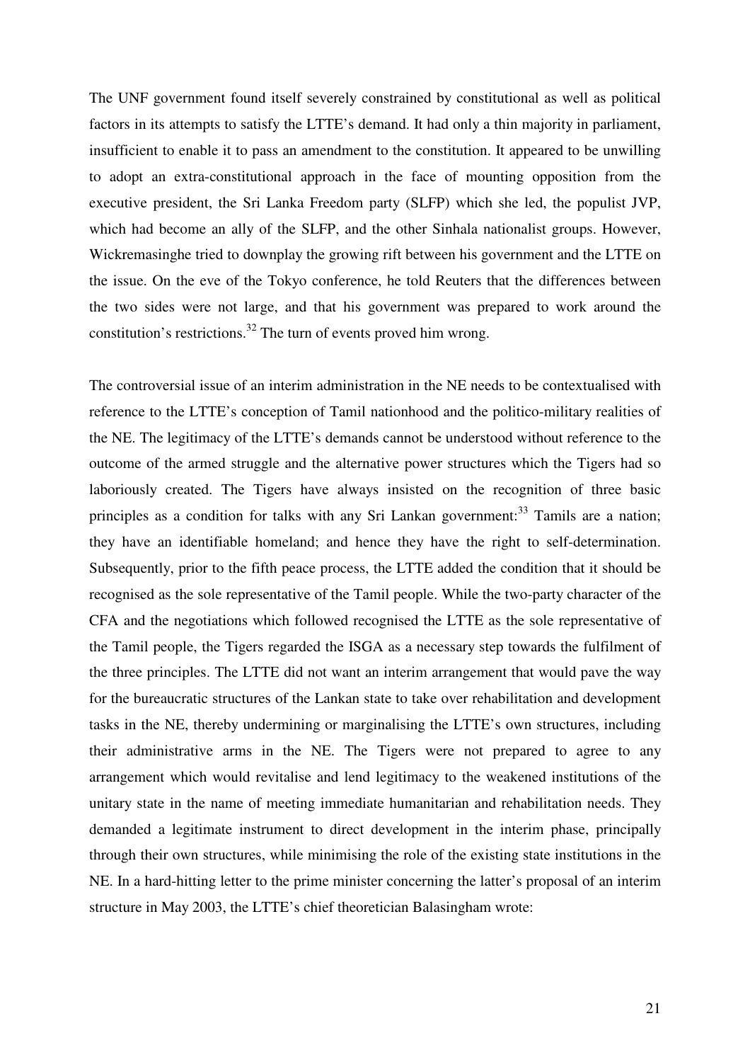The UNF government found itself severely constrained by constitutional as well as political factors in its attempts to satisfy the LTTE's demand. It had only a thin majority in parliament, insufficient to enable it to pass an amendment to the constitution. It appeared to be unwilling to adopt an extra-constitutional approach in the face of mounting opposition from the executive president, the Sri Lanka Freedom party (SLFP) which she led, the populist JVP, which had become an ally of the SLFP, and the other Sinhala nationalist groups. However, Wickremasinghe tried to downplay the growing rift between his government and the LTTE on the issue. On the eve of the Tokyo conference, he told Reuters that the differences between the two sides were not large, and that his government was prepared to work around the constitution's restrictions.[32] The turn of events proved him wrong.

The controversial issue of an interim administration in the NE needs to be contextualised with reference to the LTTE's conception of Tamil nationhood and the politico-military realities of the NE. The legitimacy of the LTTE's demands cannot be understood without reference to the outcome of the armed struggle and the alternative power structures which the Tigers had so laboriously created. The Tigers have always insisted on the recognition of three basic principles as a condition for talks with any Sri Lankan government:[33] Tamils are a nation; they have an identifiable homeland; and hence they have the right to self-determination. Subsequently, prior to the fifth peace process, the LTTE added the condition that it should be recognised as the sole representative of the Tamil people. While the two-party character of the CFA and the negotiations which followed recognised the LTTE as the sole representative of the Tamil people, the Tigers regarded the ISGA as a necessary step towards the fulfilment of the three principles. The LTTE did not want an interim arrangement that would pave the way for the bureaucratic structures of the Lankan state to take over rehabilitation and development tasks in the NE, thereby undermining or marginalising the LTTE's own structures, including their administrative arms in the NE. The Tigers were not prepared to agree to any arrangement which would revitalise and lend legitimacy to the weakened institutions of the unitary state in the name of meeting immediate humanitarian and rehabilitation needs. They demanded a legitimate instrument to direct development in the interim phase, principally through their own structures, while minimising the role of the existing state institutions in the NE. In a hard-hitting letter to the prime minister concerning the latter's proposal of an interim structure in May 2003, the LTTE's chief theoretician Balasingham wrote: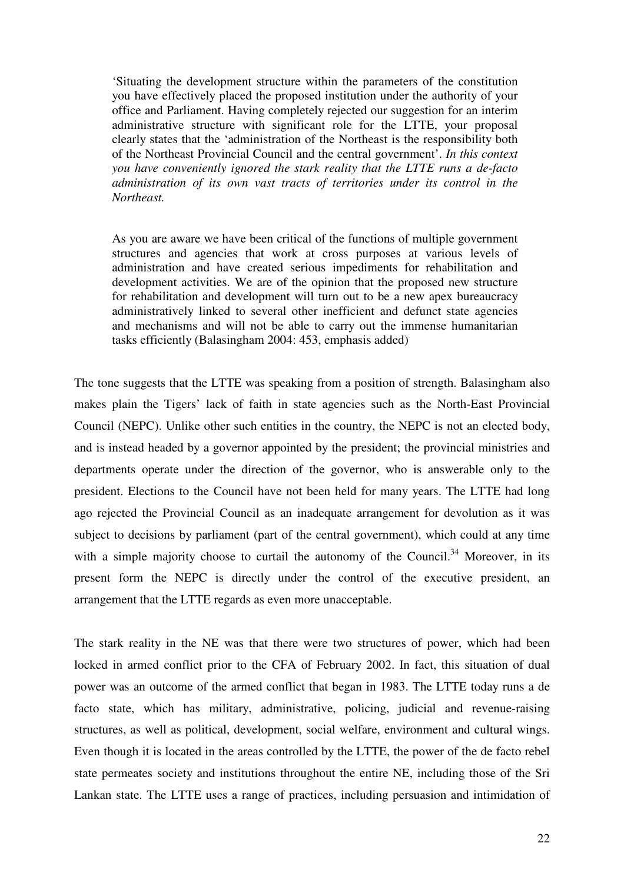> 'Situating the development structure within the parameters of the constitution you have effectively placed the proposed institution under the authority of your office and Parliament. Having completely rejected our suggestion for an interim administrative structure with significant role for the LTTE, your proposal clearly states that the 'administration of the Northeast is the responsibility both of the Northeast Provincial Council and the central government'. *In this context you have conveniently ignored the stark reality that the LTTE runs a de-facto administration of its own vast tracts of territories under its control in the Northeast.*
>
> As you are aware we have been critical of the functions of multiple government structures and agencies that work at cross purposes at various levels of administration and have created serious impediments for rehabilitation and development activities. We are of the opinion that the proposed new structure for rehabilitation and development will turn out to be a new apex bureaucracy administratively linked to several other inefficient and defunct state agencies and mechanisms and will not be able to carry out the immense humanitarian tasks efficiently (Balasingham 2004: 453, emphasis added)

The tone suggests that the LTTE was speaking from a position of strength. Balasingham also makes plain the Tigers' lack of faith in state agencies such as the North-East Provincial Council (NEPC). Unlike other such entities in the country, the NEPC is not an elected body, and is instead headed by a governor appointed by the president; the provincial ministries and departments operate under the direction of the governor, who is answerable only to the president. Elections to the Council have not been held for many years. The LTTE had long ago rejected the Provincial Council as an inadequate arrangement for devolution as it was subject to decisions by parliament (part of the central government), which could at any time with a simple majority choose to curtail the autonomy of the Council.[34] Moreover, in its present form the NEPC is directly under the control of the executive president, an arrangement that the LTTE regards as even more unacceptable.

The stark reality in the NE was that there were two structures of power, which had been locked in armed conflict prior to the CFA of February 2002. In fact, this situation of dual power was an outcome of the armed conflict that began in 1983. The LTTE today runs a de facto state, which has military, administrative, policing, judicial and revenue-raising structures, as well as political, development, social welfare, environment and cultural wings. Even though it is located in the areas controlled by the LTTE, the power of the de facto rebel state permeates society and institutions throughout the entire NE, including those of the Sri Lankan state. The LTTE uses a range of practices, including persuasion and intimidation of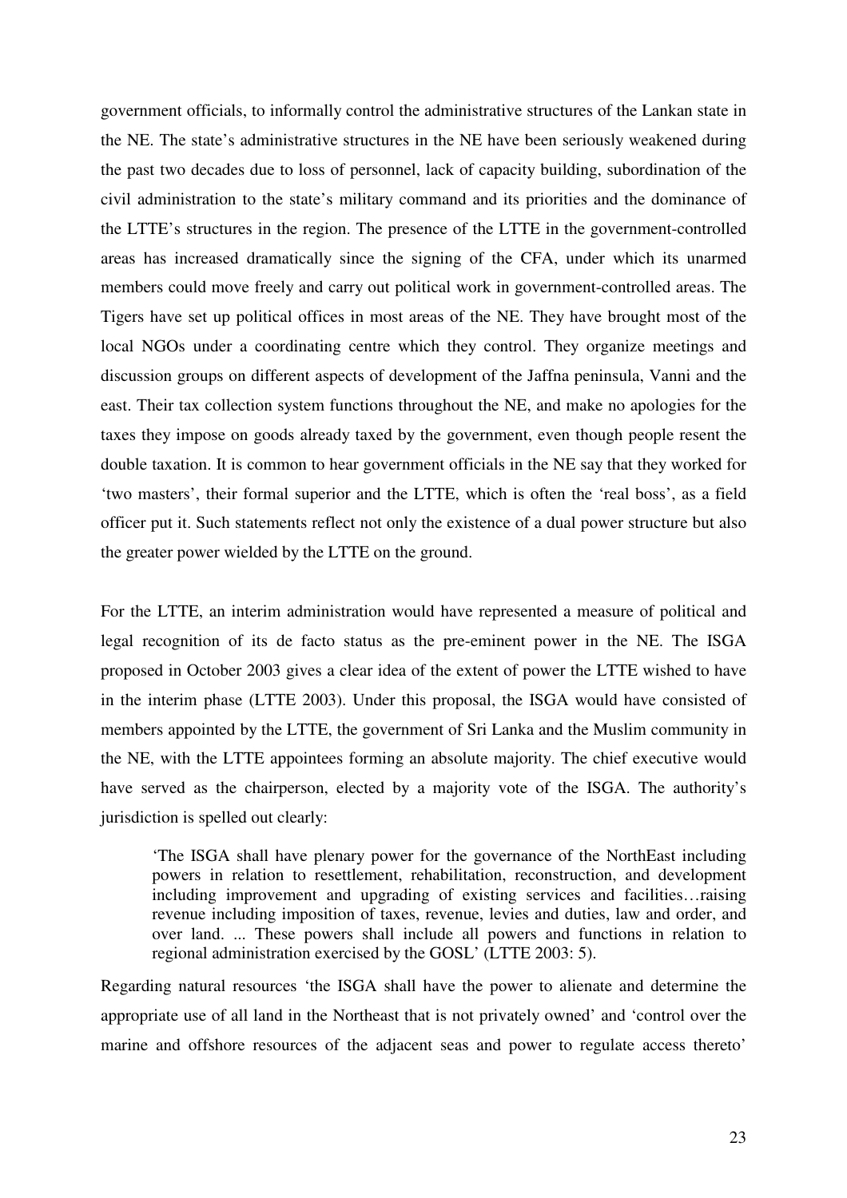government officials, to informally control the administrative structures of the Lankan state in the NE. The state's administrative structures in the NE have been seriously weakened during the past two decades due to loss of personnel, lack of capacity building, subordination of the civil administration to the state's military command and its priorities and the dominance of the LTTE's structures in the region. The presence of the LTTE in the government-controlled areas has increased dramatically since the signing of the CFA, under which its unarmed members could move freely and carry out political work in government-controlled areas. The Tigers have set up political offices in most areas of the NE. They have brought most of the local NGOs under a coordinating centre which they control. They organize meetings and discussion groups on different aspects of development of the Jaffna peninsula, Vanni and the east. Their tax collection system functions throughout the NE, and make no apologies for the taxes they impose on goods already taxed by the government, even though people resent the double taxation. It is common to hear government officials in the NE say that they worked for 'two masters', their formal superior and the LTTE, which is often the 'real boss', as a field officer put it. Such statements reflect not only the existence of a dual power structure but also the greater power wielded by the LTTE on the ground.

For the LTTE, an interim administration would have represented a measure of political and legal recognition of its de facto status as the pre-eminent power in the NE. The ISGA proposed in October 2003 gives a clear idea of the extent of power the LTTE wished to have in the interim phase (LTTE 2003). Under this proposal, the ISGA would have consisted of members appointed by the LTTE, the government of Sri Lanka and the Muslim community in the NE, with the LTTE appointees forming an absolute majority. The chief executive would have served as the chairperson, elected by a majority vote of the ISGA. The authority's jurisdiction is spelled out clearly:

> 'The ISGA shall have plenary power for the governance of the NorthEast including powers in relation to resettlement, rehabilitation, reconstruction, and development including improvement and upgrading of existing services and facilities…raising revenue including imposition of taxes, revenue, levies and duties, law and order, and over land. ... These powers shall include all powers and functions in relation to regional administration exercised by the GOSL' (LTTE 2003: 5).

Regarding natural resources 'the ISGA shall have the power to alienate and determine the appropriate use of all land in the Northeast that is not privately owned' and 'control over the marine and offshore resources of the adjacent seas and power to regulate access thereto'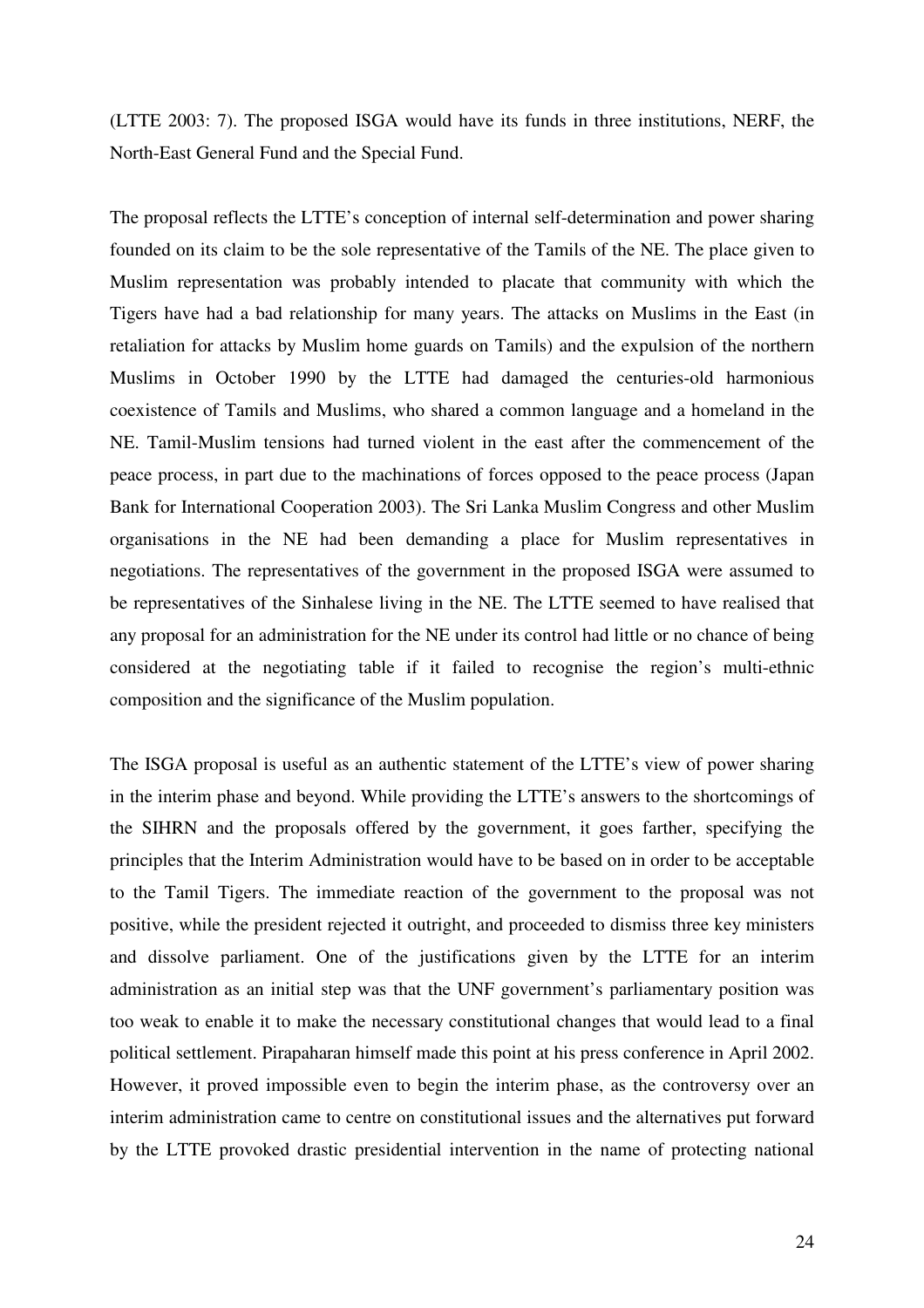(LTTE 2003: 7). The proposed ISGA would have its funds in three institutions, NERF, the North-East General Fund and the Special Fund.

The proposal reflects the LTTE's conception of internal self-determination and power sharing founded on its claim to be the sole representative of the Tamils of the NE. The place given to Muslim representation was probably intended to placate that community with which the Tigers have had a bad relationship for many years. The attacks on Muslims in the East (in retaliation for attacks by Muslim home guards on Tamils) and the expulsion of the northern Muslims in October 1990 by the LTTE had damaged the centuries-old harmonious coexistence of Tamils and Muslims, who shared a common language and a homeland in the NE. Tamil-Muslim tensions had turned violent in the east after the commencement of the peace process, in part due to the machinations of forces opposed to the peace process (Japan Bank for International Cooperation 2003). The Sri Lanka Muslim Congress and other Muslim organisations in the NE had been demanding a place for Muslim representatives in negotiations. The representatives of the government in the proposed ISGA were assumed to be representatives of the Sinhalese living in the NE. The LTTE seemed to have realised that any proposal for an administration for the NE under its control had little or no chance of being considered at the negotiating table if it failed to recognise the region's multi-ethnic composition and the significance of the Muslim population.

The ISGA proposal is useful as an authentic statement of the LTTE's view of power sharing in the interim phase and beyond. While providing the LTTE's answers to the shortcomings of the SIHRN and the proposals offered by the government, it goes farther, specifying the principles that the Interim Administration would have to be based on in order to be acceptable to the Tamil Tigers. The immediate reaction of the government to the proposal was not positive, while the president rejected it outright, and proceeded to dismiss three key ministers and dissolve parliament. One of the justifications given by the LTTE for an interim administration as an initial step was that the UNF government's parliamentary position was too weak to enable it to make the necessary constitutional changes that would lead to a final political settlement. Pirapaharan himself made this point at his press conference in April 2002. However, it proved impossible even to begin the interim phase, as the controversy over an interim administration came to centre on constitutional issues and the alternatives put forward by the LTTE provoked drastic presidential intervention in the name of protecting national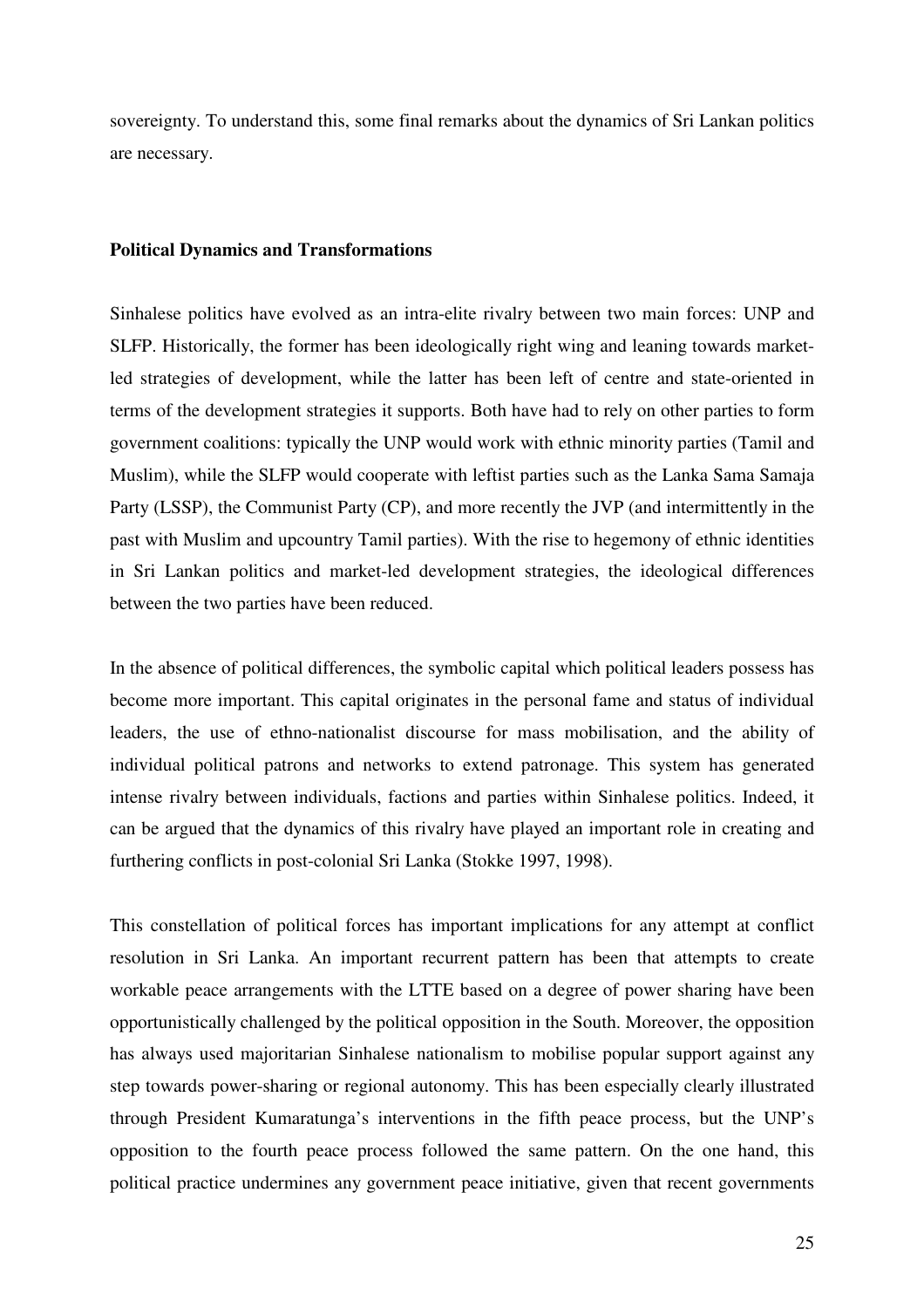sovereignty. To understand this, some final remarks about the dynamics of Sri Lankan politics are necessary.

### Political Dynamics and Transformations

Sinhalese politics have evolved as an intra-elite rivalry between two main forces: UNP and SLFP. Historically, the former has been ideologically right wing and leaning towards market-led strategies of development, while the latter has been left of centre and state-oriented in terms of the development strategies it supports. Both have had to rely on other parties to form government coalitions: typically the UNP would work with ethnic minority parties (Tamil and Muslim), while the SLFP would cooperate with leftist parties such as the Lanka Sama Samaja Party (LSSP), the Communist Party (CP), and more recently the JVP (and intermittently in the past with Muslim and upcountry Tamil parties). With the rise to hegemony of ethnic identities in Sri Lankan politics and market-led development strategies, the ideological differences between the two parties have been reduced.

In the absence of political differences, the symbolic capital which political leaders possess has become more important. This capital originates in the personal fame and status of individual leaders, the use of ethno-nationalist discourse for mass mobilisation, and the ability of individual political patrons and networks to extend patronage. This system has generated intense rivalry between individuals, factions and parties within Sinhalese politics. Indeed, it can be argued that the dynamics of this rivalry have played an important role in creating and furthering conflicts in post-colonial Sri Lanka (Stokke 1997, 1998).

This constellation of political forces has important implications for any attempt at conflict resolution in Sri Lanka. An important recurrent pattern has been that attempts to create workable peace arrangements with the LTTE based on a degree of power sharing have been opportunistically challenged by the political opposition in the South. Moreover, the opposition has always used majoritarian Sinhalese nationalism to mobilise popular support against any step towards power-sharing or regional autonomy. This has been especially clearly illustrated through President Kumaratunga's interventions in the fifth peace process, but the UNP's opposition to the fourth peace process followed the same pattern. On the one hand, this political practice undermines any government peace initiative, given that recent governments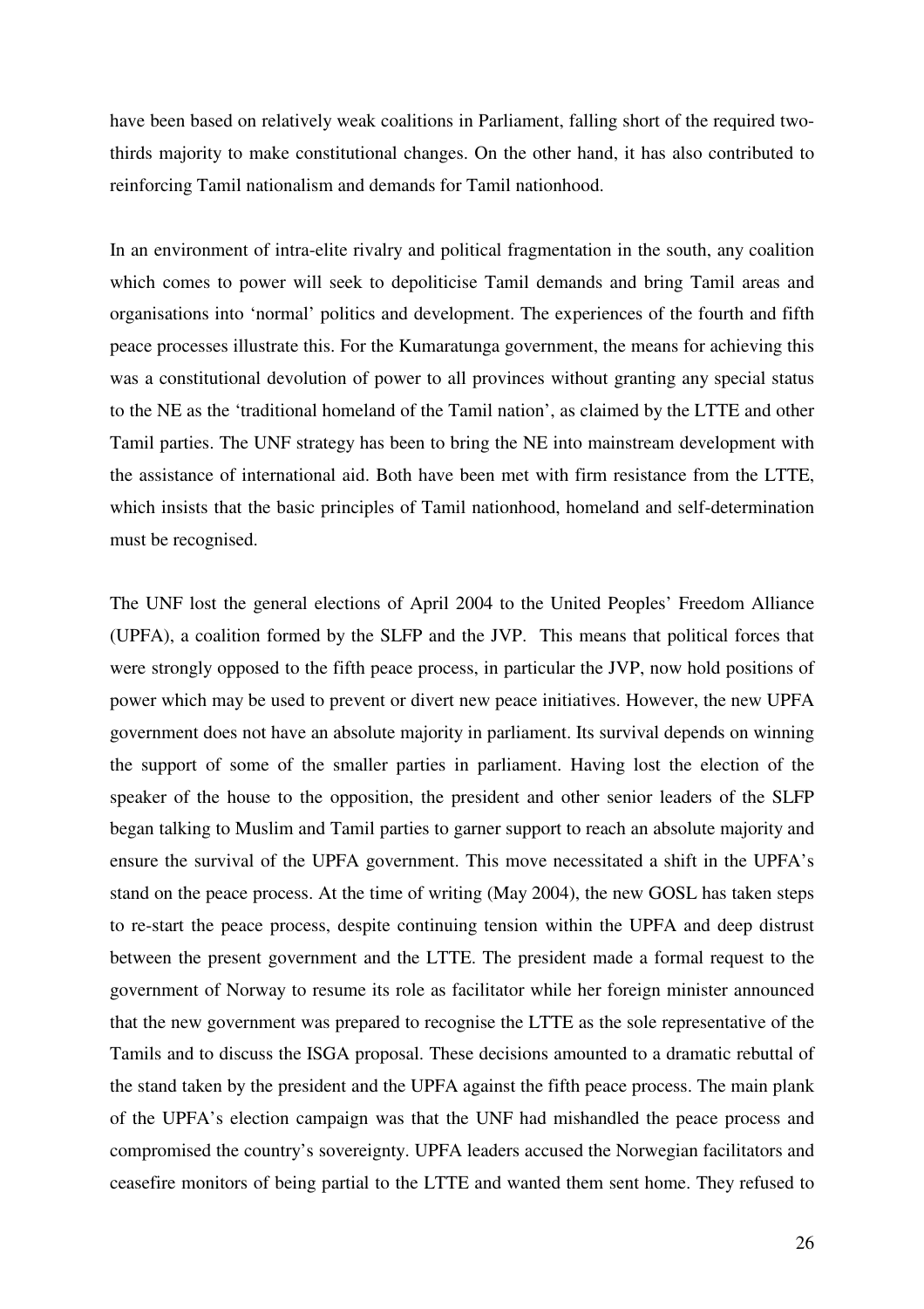have been based on relatively weak coalitions in Parliament, falling short of the required two-thirds majority to make constitutional changes. On the other hand, it has also contributed to reinforcing Tamil nationalism and demands for Tamil nationhood.

In an environment of intra-elite rivalry and political fragmentation in the south, any coalition which comes to power will seek to depoliticise Tamil demands and bring Tamil areas and organisations into 'normal' politics and development. The experiences of the fourth and fifth peace processes illustrate this. For the Kumaratunga government, the means for achieving this was a constitutional devolution of power to all provinces without granting any special status to the NE as the 'traditional homeland of the Tamil nation', as claimed by the LTTE and other Tamil parties. The UNF strategy has been to bring the NE into mainstream development with the assistance of international aid. Both have been met with firm resistance from the LTTE, which insists that the basic principles of Tamil nationhood, homeland and self-determination must be recognised.

The UNF lost the general elections of April 2004 to the United Peoples' Freedom Alliance (UPFA), a coalition formed by the SLFP and the JVP. This means that political forces that were strongly opposed to the fifth peace process, in particular the JVP, now hold positions of power which may be used to prevent or divert new peace initiatives. However, the new UPFA government does not have an absolute majority in parliament. Its survival depends on winning the support of some of the smaller parties in parliament. Having lost the election of the speaker of the house to the opposition, the president and other senior leaders of the SLFP began talking to Muslim and Tamil parties to garner support to reach an absolute majority and ensure the survival of the UPFA government. This move necessitated a shift in the UPFA's stand on the peace process. At the time of writing (May 2004), the new GOSL has taken steps to re-start the peace process, despite continuing tension within the UPFA and deep distrust between the present government and the LTTE. The president made a formal request to the government of Norway to resume its role as facilitator while her foreign minister announced that the new government was prepared to recognise the LTTE as the sole representative of the Tamils and to discuss the ISGA proposal. These decisions amounted to a dramatic rebuttal of the stand taken by the president and the UPFA against the fifth peace process. The main plank of the UPFA's election campaign was that the UNF had mishandled the peace process and compromised the country's sovereignty. UPFA leaders accused the Norwegian facilitators and ceasefire monitors of being partial to the LTTE and wanted them sent home. They refused to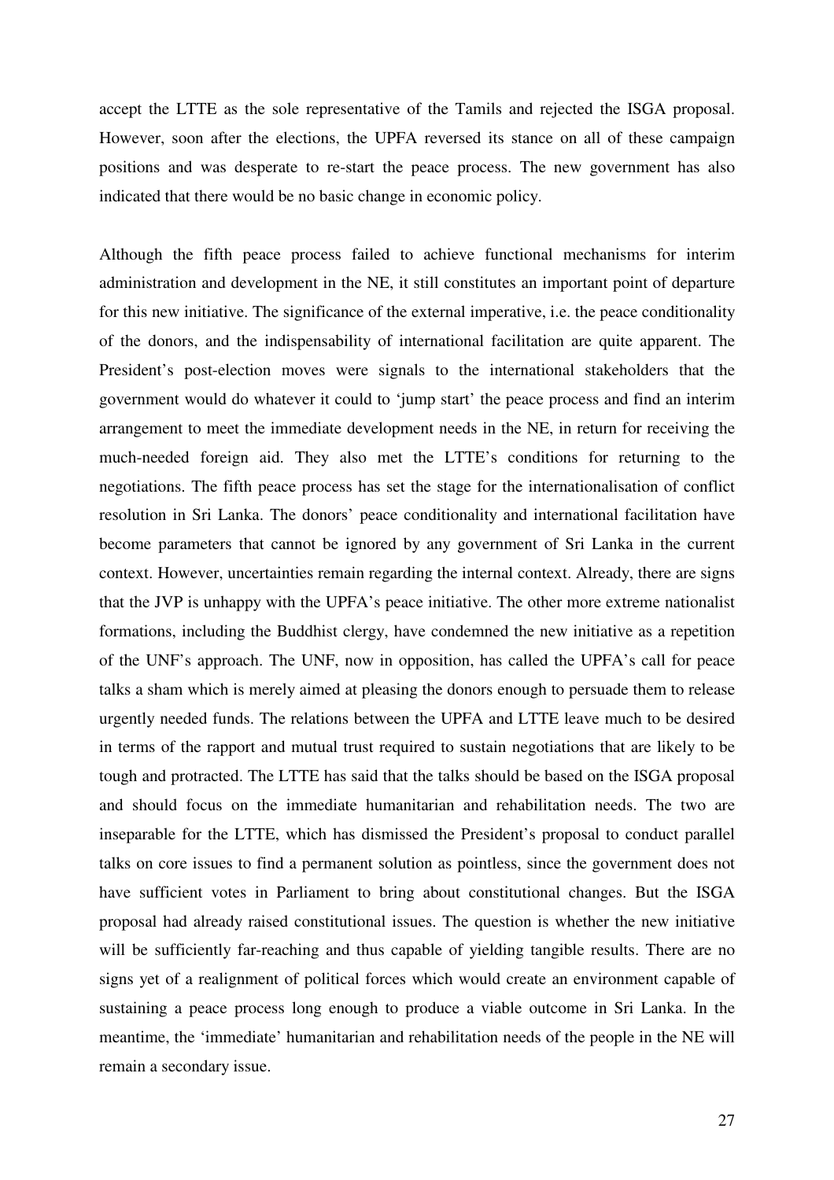accept the LTTE as the sole representative of the Tamils and rejected the ISGA proposal. However, soon after the elections, the UPFA reversed its stance on all of these campaign positions and was desperate to re-start the peace process. The new government has also indicated that there would be no basic change in economic policy.

Although the fifth peace process failed to achieve functional mechanisms for interim administration and development in the NE, it still constitutes an important point of departure for this new initiative. The significance of the external imperative, i.e. the peace conditionality of the donors, and the indispensability of international facilitation are quite apparent. The President's post-election moves were signals to the international stakeholders that the government would do whatever it could to 'jump start' the peace process and find an interim arrangement to meet the immediate development needs in the NE, in return for receiving the much-needed foreign aid. They also met the LTTE's conditions for returning to the negotiations. The fifth peace process has set the stage for the internationalisation of conflict resolution in Sri Lanka. The donors' peace conditionality and international facilitation have become parameters that cannot be ignored by any government of Sri Lanka in the current context. However, uncertainties remain regarding the internal context. Already, there are signs that the JVP is unhappy with the UPFA's peace initiative. The other more extreme nationalist formations, including the Buddhist clergy, have condemned the new initiative as a repetition of the UNF's approach. The UNF, now in opposition, has called the UPFA's call for peace talks a sham which is merely aimed at pleasing the donors enough to persuade them to release urgently needed funds. The relations between the UPFA and LTTE leave much to be desired in terms of the rapport and mutual trust required to sustain negotiations that are likely to be tough and protracted. The LTTE has said that the talks should be based on the ISGA proposal and should focus on the immediate humanitarian and rehabilitation needs. The two are inseparable for the LTTE, which has dismissed the President's proposal to conduct parallel talks on core issues to find a permanent solution as pointless, since the government does not have sufficient votes in Parliament to bring about constitutional changes. But the ISGA proposal had already raised constitutional issues. The question is whether the new initiative will be sufficiently far-reaching and thus capable of yielding tangible results. There are no signs yet of a realignment of political forces which would create an environment capable of sustaining a peace process long enough to produce a viable outcome in Sri Lanka. In the meantime, the 'immediate' humanitarian and rehabilitation needs of the people in the NE will remain a secondary issue.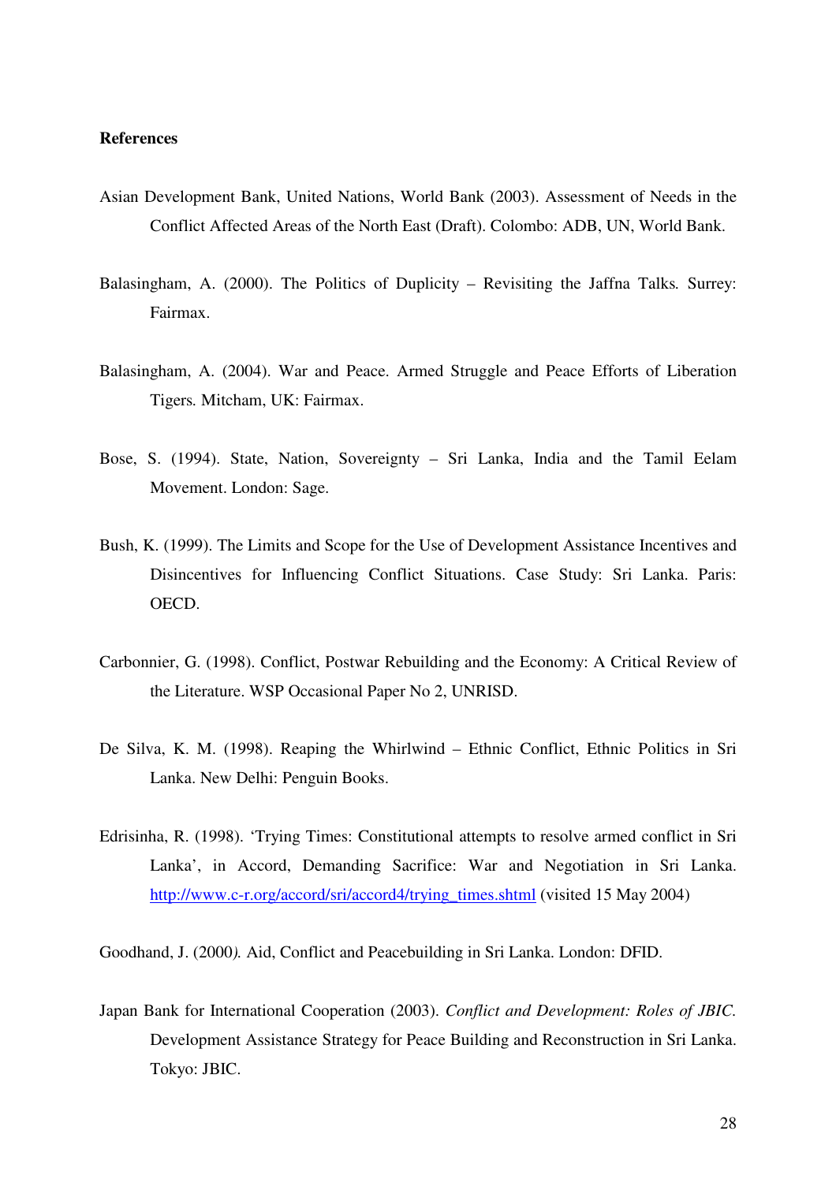**References**

Asian Development Bank, United Nations, World Bank (2003). Assessment of Needs in the Conflict Affected Areas of the North East (Draft). Colombo: ADB, UN, World Bank.

Balasingham, A. (2000). The Politics of Duplicity – Revisiting the Jaffna Talks. Surrey: Fairmax.

Balasingham, A. (2004). War and Peace. Armed Struggle and Peace Efforts of Liberation Tigers. Mitcham, UK: Fairmax.

Bose, S. (1994). State, Nation, Sovereignty – Sri Lanka, India and the Tamil Eelam Movement. London: Sage.

Bush, K. (1999). The Limits and Scope for the Use of Development Assistance Incentives and Disincentives for Influencing Conflict Situations. Case Study: Sri Lanka. Paris: OECD.

Carbonnier, G. (1998). Conflict, Postwar Rebuilding and the Economy: A Critical Review of the Literature. WSP Occasional Paper No 2, UNRISD.

De Silva, K. M. (1998). Reaping the Whirlwind – Ethnic Conflict, Ethnic Politics in Sri Lanka. New Delhi: Penguin Books.

Edrisinha, R. (1998). 'Trying Times: Constitutional attempts to resolve armed conflict in Sri Lanka', in Accord, Demanding Sacrifice: War and Negotiation in Sri Lanka. http://www.c-r.org/accord/sri/accord4/trying_times.shtml (visited 15 May 2004)

Goodhand, J. (2000). Aid, Conflict and Peacebuilding in Sri Lanka. London: DFID.

Japan Bank for International Cooperation (2003). *Conflict and Development: Roles of JBIC.* Development Assistance Strategy for Peace Building and Reconstruction in Sri Lanka. Tokyo: JBIC.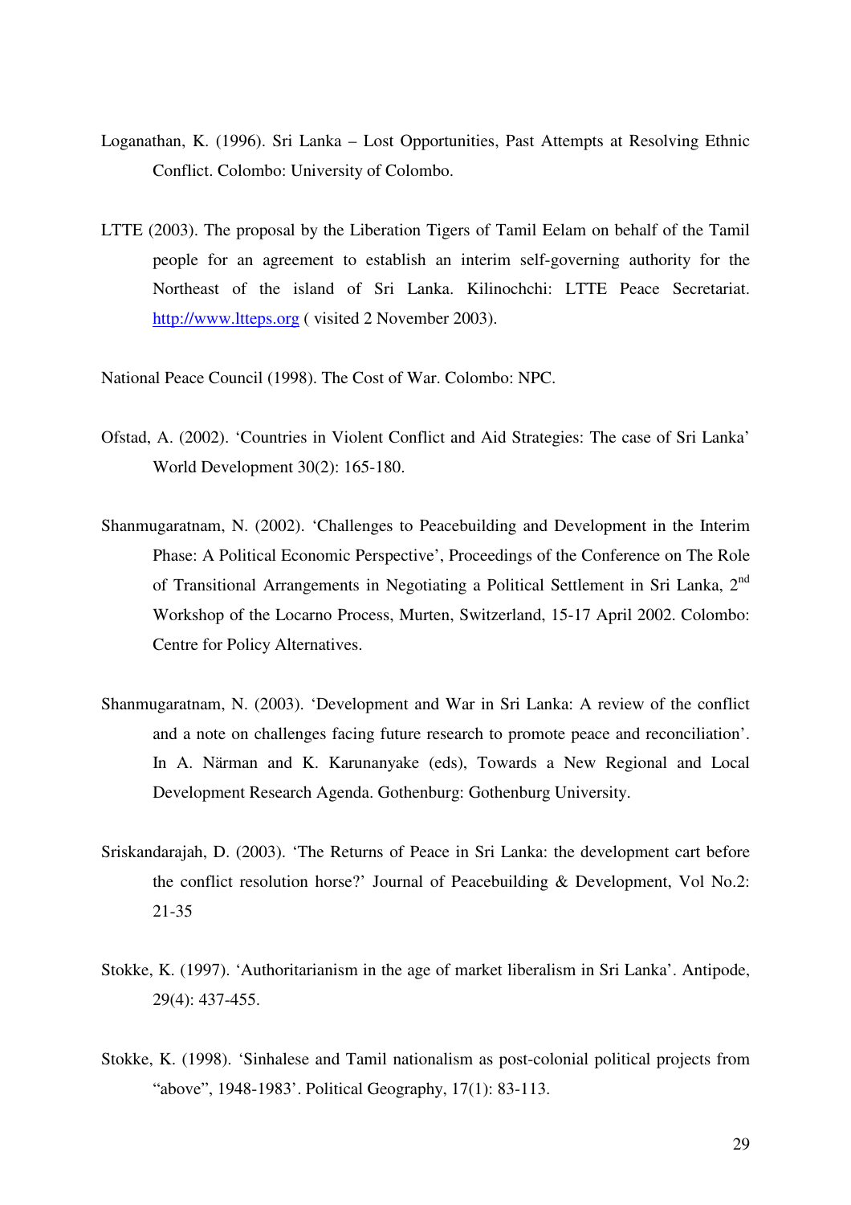Loganathan, K. (1996). Sri Lanka – Lost Opportunities, Past Attempts at Resolving Ethnic Conflict. Colombo: University of Colombo.

LTTE (2003). The proposal by the Liberation Tigers of Tamil Eelam on behalf of the Tamil people for an agreement to establish an interim self-governing authority for the Northeast of the island of Sri Lanka. Kilinochchi: LTTE Peace Secretariat. http://www.ltteps.org ( visited 2 November 2003).

National Peace Council (1998). The Cost of War. Colombo: NPC.

Ofstad, A. (2002). 'Countries in Violent Conflict and Aid Strategies: The case of Sri Lanka' World Development 30(2): 165-180.

Shanmugaratnam, N. (2002). 'Challenges to Peacebuilding and Development in the Interim Phase: A Political Economic Perspective', Proceedings of the Conference on The Role of Transitional Arrangements in Negotiating a Political Settlement in Sri Lanka, 2nd Workshop of the Locarno Process, Murten, Switzerland, 15-17 April 2002. Colombo: Centre for Policy Alternatives.

Shanmugaratnam, N. (2003). 'Development and War in Sri Lanka: A review of the conflict and a note on challenges facing future research to promote peace and reconciliation'. In A. Närman and K. Karunanyake (eds), Towards a New Regional and Local Development Research Agenda. Gothenburg: Gothenburg University.

Sriskandarajah, D. (2003). 'The Returns of Peace in Sri Lanka: the development cart before the conflict resolution horse?' Journal of Peacebuilding & Development, Vol No.2: 21-35

Stokke, K. (1997). 'Authoritarianism in the age of market liberalism in Sri Lanka'. Antipode, 29(4): 437-455.

Stokke, K. (1998). 'Sinhalese and Tamil nationalism as post-colonial political projects from "above", 1948-1983'. Political Geography, 17(1): 83-113.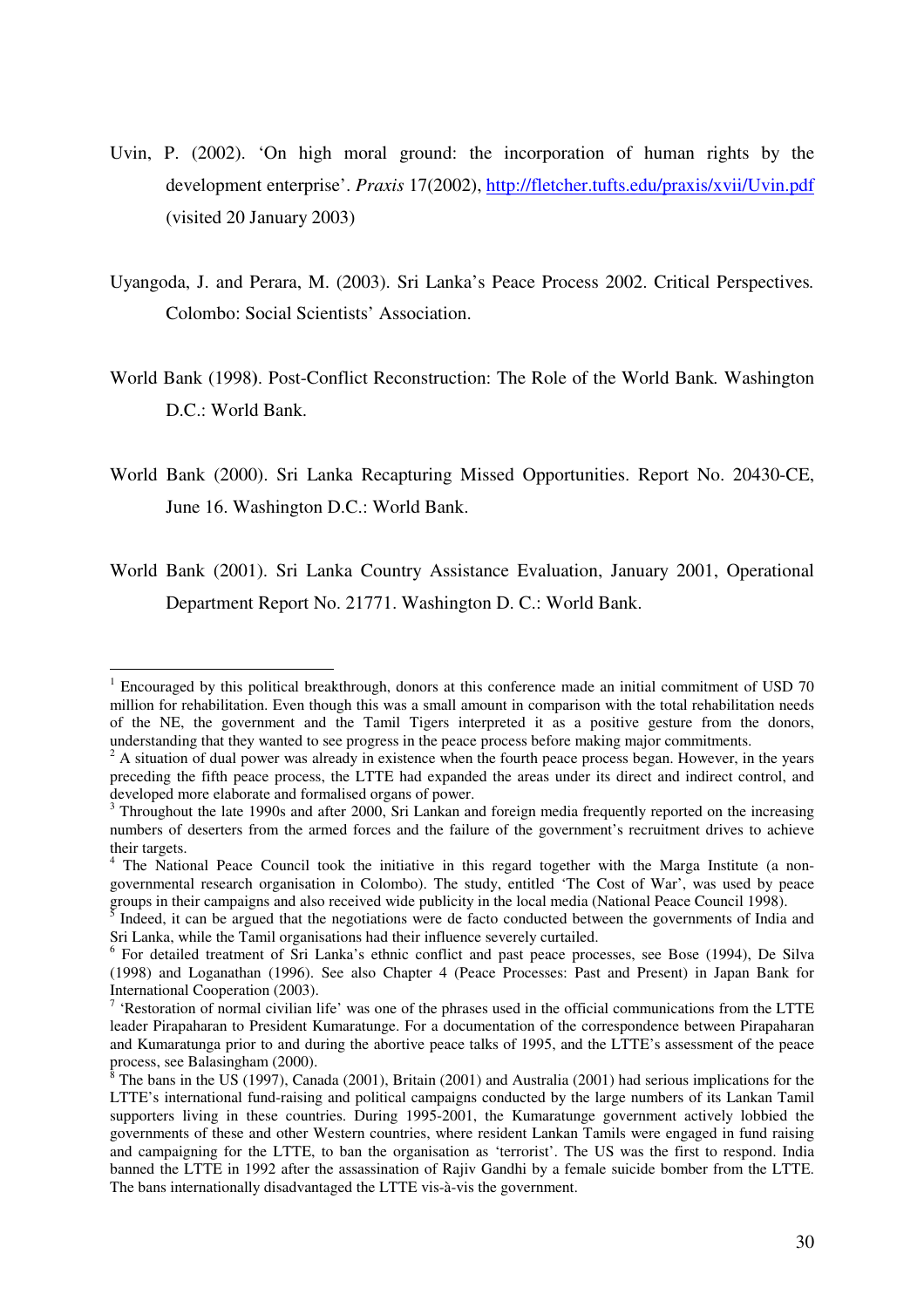Uvin, P. (2002). 'On high moral ground: the incorporation of human rights by the development enterprise'. *Praxis* 17(2002), http://fletcher.tufts.edu/praxis/xvii/Uvin.pdf (visited 20 January 2003)

Uyangoda, J. and Perara, M. (2003). Sri Lanka's Peace Process 2002. Critical Perspectives*.* Colombo: Social Scientists' Association.

World Bank (1998). Post-Conflict Reconstruction: The Role of the World Bank*.* Washington D.C.: World Bank.

World Bank (2000). Sri Lanka Recapturing Missed Opportunities. Report No. 20430-CE, June 16. Washington D.C.: World Bank.

World Bank (2001). Sri Lanka Country Assistance Evaluation, January 2001, Operational Department Report No. 21771. Washington D. C.: World Bank.

---

[1] Encouraged by this political breakthrough, donors at this conference made an initial commitment of USD 70 million for rehabilitation. Even though this was a small amount in comparison with the total rehabilitation needs of the NE, the government and the Tamil Tigers interpreted it as a positive gesture from the donors, understanding that they wanted to see progress in the peace process before making major commitments.

[2] A situation of dual power was already in existence when the fourth peace process began. However, in the years preceding the fifth peace process, the LTTE had expanded the areas under its direct and indirect control, and developed more elaborate and formalised organs of power.

[3] Throughout the late 1990s and after 2000, Sri Lankan and foreign media frequently reported on the increasing numbers of deserters from the armed forces and the failure of the government's recruitment drives to achieve their targets.

[4] The National Peace Council took the initiative in this regard together with the Marga Institute (a non-governmental research organisation in Colombo). The study, entitled 'The Cost of War', was used by peace groups in their campaigns and also received wide publicity in the local media (National Peace Council 1998).

[5] Indeed, it can be argued that the negotiations were de facto conducted between the governments of India and Sri Lanka, while the Tamil organisations had their influence severely curtailed.

[6] For detailed treatment of Sri Lanka's ethnic conflict and past peace processes, see Bose (1994), De Silva (1998) and Loganathan (1996). See also Chapter 4 (Peace Processes: Past and Present) in Japan Bank for International Cooperation (2003).

[7] 'Restoration of normal civilian life' was one of the phrases used in the official communications from the LTTE leader Pirapaharan to President Kumaratunge. For a documentation of the correspondence between Pirapaharan and Kumaratunga prior to and during the abortive peace talks of 1995, and the LTTE's assessment of the peace process, see Balasingham (2000).

[8] The bans in the US (1997), Canada (2001), Britain (2001) and Australia (2001) had serious implications for the LTTE's international fund-raising and political campaigns conducted by the large numbers of its Lankan Tamil supporters living in these countries. During 1995-2001, the Kumaratunge government actively lobbied the governments of these and other Western countries, where resident Lankan Tamils were engaged in fund raising and campaigning for the LTTE, to ban the organisation as 'terrorist'. The US was the first to respond. India banned the LTTE in 1992 after the assassination of Rajiv Gandhi by a female suicide bomber from the LTTE. The bans internationally disadvantaged the LTTE vis-à-vis the government.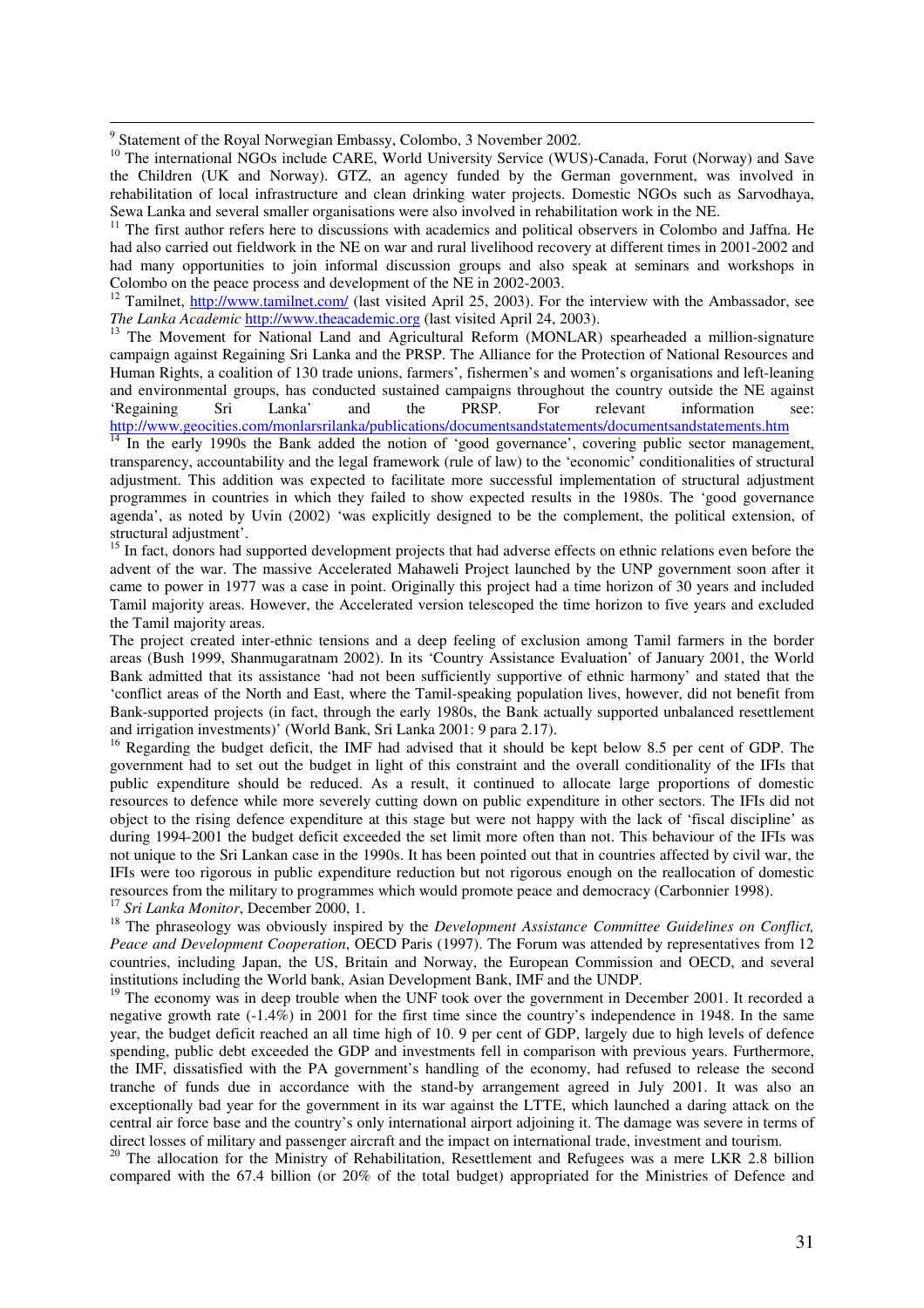[9] Statement of the Royal Norwegian Embassy, Colombo, 3 November 2002.

[10] The international NGOs include CARE, World University Service (WUS)-Canada, Forut (Norway) and Save the Children (UK and Norway). GTZ, an agency funded by the German government, was involved in rehabilitation of local infrastructure and clean drinking water projects. Domestic NGOs such as Sarvodhaya, Sewa Lanka and several smaller organisations were also involved in rehabilitation work in the NE.

[11] The first author refers here to discussions with academics and political observers in Colombo and Jaffna. He had also carried out fieldwork in the NE on war and rural livelihood recovery at different times in 2001-2002 and had many opportunities to join informal discussion groups and also speak at seminars and workshops in Colombo on the peace process and development of the NE in 2002-2003.

[12] Tamilnet, http://www.tamilnet.com/ (last visited April 25, 2003). For the interview with the Ambassador, see *The Lanka Academic* http://www.theacademic.org (last visited April 24, 2003).

[13] The Movement for National Land and Agricultural Reform (MONLAR) spearheaded a million-signature campaign against Regaining Sri Lanka and the PRSP. The Alliance for the Protection of National Resources and Human Rights, a coalition of 130 trade unions, farmers', fishermen's and women's organisations and left-leaning and environmental groups, has conducted sustained campaigns throughout the country outside the NE against 'Regaining Sri Lanka' and the PRSP. For relevant information see: http://www.geocities.com/monlarsrilanka/publications/documentsandstatements/documentsandstatements.htm

[14] In the early 1990s the Bank added the notion of 'good governance', covering public sector management, transparency, accountability and the legal framework (rule of law) to the 'economic' conditionalities of structural adjustment. This addition was expected to facilitate more successful implementation of structural adjustment programmes in countries in which they failed to show expected results in the 1980s. The 'good governance agenda', as noted by Uvin (2002) 'was explicitly designed to be the complement, the political extension, of structural adjustment'.

[15] In fact, donors had supported development projects that had adverse effects on ethnic relations even before the advent of the war. The massive Accelerated Mahaweli Project launched by the UNP government soon after it came to power in 1977 was a case in point. Originally this project had a time horizon of 30 years and included Tamil majority areas. However, the Accelerated version telescoped the time horizon to five years and excluded the Tamil majority areas.

The project created inter-ethnic tensions and a deep feeling of exclusion among Tamil farmers in the border areas (Bush 1999, Shanmugaratnam 2002). In its 'Country Assistance Evaluation' of January 2001, the World Bank admitted that its assistance 'had not been sufficiently supportive of ethnic harmony' and stated that the 'conflict areas of the North and East, where the Tamil-speaking population lives, however, did not benefit from Bank-supported projects (in fact, through the early 1980s, the Bank actually supported unbalanced resettlement and irrigation investments)' (World Bank, Sri Lanka 2001: 9 para 2.17).

[16] Regarding the budget deficit, the IMF had advised that it should be kept below 8.5 per cent of GDP. The government had to set out the budget in light of this constraint and the overall conditionality of the IFIs that public expenditure should be reduced. As a result, it continued to allocate large proportions of domestic resources to defence while more severely cutting down on public expenditure in other sectors. The IFIs did not object to the rising defence expenditure at this stage but were not happy with the lack of 'fiscal discipline' as during 1994-2001 the budget deficit exceeded the set limit more often than not. This behaviour of the IFIs was not unique to the Sri Lankan case in the 1990s. It has been pointed out that in countries affected by civil war, the IFIs were too rigorous in public expenditure reduction but not rigorous enough on the reallocation of domestic resources from the military to programmes which would promote peace and democracy (Carbonnier 1998).

[17] *Sri Lanka Monitor*, December 2000, 1.

[18] The phraseology was obviously inspired by the *Development Assistance Committee Guidelines on Conflict, Peace and Development Cooperation*, OECD Paris (1997). The Forum was attended by representatives from 12 countries, including Japan, the US, Britain and Norway, the European Commission and OECD, and several institutions including the World bank, Asian Development Bank, IMF and the UNDP.

[19] The economy was in deep trouble when the UNF took over the government in December 2001. It recorded a negative growth rate (-1.4%) in 2001 for the first time since the country's independence in 1948. In the same year, the budget deficit reached an all time high of 10. 9 per cent of GDP, largely due to high levels of defence spending, public debt exceeded the GDP and investments fell in comparison with previous years. Furthermore, the IMF, dissatisfied with the PA government's handling of the economy, had refused to release the second tranche of funds due in accordance with the stand-by arrangement agreed in July 2001. It was also an exceptionally bad year for the government in its war against the LTTE, which launched a daring attack on the central air force base and the country's only international airport adjoining it. The damage was severe in terms of direct losses of military and passenger aircraft and the impact on international trade, investment and tourism.

[20] The allocation for the Ministry of Rehabilitation, Resettlement and Refugees was a mere LKR 2.8 billion compared with the 67.4 billion (or 20% of the total budget) appropriated for the Ministries of Defence and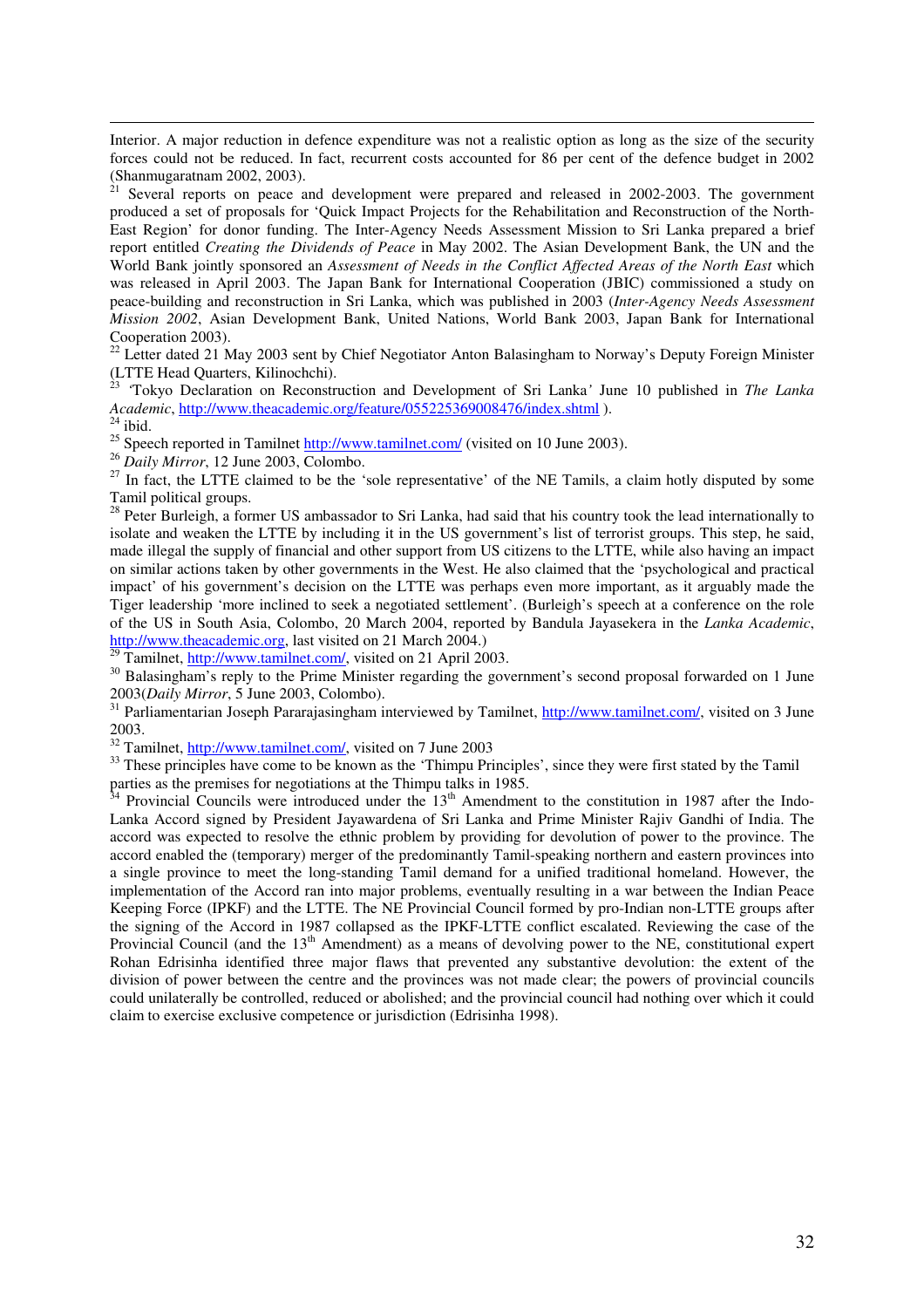Interior. A major reduction in defence expenditure was not a realistic option as long as the size of the security forces could not be reduced. In fact, recurrent costs accounted for 86 per cent of the defence budget in 2002 (Shanmugaratnam 2002, 2003).

[21] Several reports on peace and development were prepared and released in 2002-2003. The government produced a set of proposals for 'Quick Impact Projects for the Rehabilitation and Reconstruction of the North-East Region' for donor funding. The Inter-Agency Needs Assessment Mission to Sri Lanka prepared a brief report entitled *Creating the Dividends of Peace* in May 2002. The Asian Development Bank, the UN and the World Bank jointly sponsored an *Assessment of Needs in the Conflict Affected Areas of the North East* which was released in April 2003. The Japan Bank for International Cooperation (JBIC) commissioned a study on peace-building and reconstruction in Sri Lanka, which was published in 2003 (*Inter-Agency Needs Assessment Mission 2002*, Asian Development Bank, United Nations, World Bank 2003, Japan Bank for International Cooperation 2003).

[22] Letter dated 21 May 2003 sent by Chief Negotiator Anton Balasingham to Norway's Deputy Foreign Minister (LTTE Head Quarters, Kilinochchi).

[23] 'Tokyo Declaration on Reconstruction and Development of Sri Lanka' June 10 published in *The Lanka Academic*, http://www.theacademic.org/feature/055225369008476/index.shtml ).

[24] ibid.

[25] Speech reported in Tamilnet http://www.tamilnet.com/ (visited on 10 June 2003).

[26] *Daily Mirror*, 12 June 2003, Colombo.

[27] In fact, the LTTE claimed to be the 'sole representative' of the NE Tamils, a claim hotly disputed by some Tamil political groups.

[28] Peter Burleigh, a former US ambassador to Sri Lanka, had said that his country took the lead internationally to isolate and weaken the LTTE by including it in the US government's list of terrorist groups. This step, he said, made illegal the supply of financial and other support from US citizens to the LTTE, while also having an impact on similar actions taken by other governments in the West. He also claimed that the 'psychological and practical impact' of his government's decision on the LTTE was perhaps even more important, as it arguably made the Tiger leadership 'more inclined to seek a negotiated settlement'. (Burleigh's speech at a conference on the role of the US in South Asia, Colombo, 20 March 2004, reported by Bandula Jayasekera in the *Lanka Academic*, http://www.theacademic.org, last visited on 21 March 2004.)

[29] Tamilnet, http://www.tamilnet.com/, visited on 21 April 2003.

[30] Balasingham's reply to the Prime Minister regarding the government's second proposal forwarded on 1 June 2003(*Daily Mirror*, 5 June 2003, Colombo).

[31] Parliamentarian Joseph Pararajasingham interviewed by Tamilnet, http://www.tamilnet.com/, visited on 3 June 2003.

[32] Tamilnet, http://www.tamilnet.com/, visited on 7 June 2003

[33] These principles have come to be known as the 'Thimpu Principles', since they were first stated by the Tamil parties as the premises for negotiations at the Thimpu talks in 1985.

[34] Provincial Councils were introduced under the 13th Amendment to the constitution in 1987 after the Indo-Lanka Accord signed by President Jayawardena of Sri Lanka and Prime Minister Rajiv Gandhi of India. The accord was expected to resolve the ethnic problem by providing for devolution of power to the province. The accord enabled the (temporary) merger of the predominantly Tamil-speaking northern and eastern provinces into a single province to meet the long-standing Tamil demand for a unified traditional homeland. However, the implementation of the Accord ran into major problems, eventually resulting in a war between the Indian Peace Keeping Force (IPKF) and the LTTE. The NE Provincial Council formed by pro-Indian non-LTTE groups after the signing of the Accord in 1987 collapsed as the IPKF-LTTE conflict escalated. Reviewing the case of the Provincial Council (and the 13th Amendment) as a means of devolving power to the NE, constitutional expert Rohan Edrisinha identified three major flaws that prevented any substantive devolution: the extent of the division of power between the centre and the provinces was not made clear; the powers of provincial councils could unilaterally be controlled, reduced or abolished; and the provincial council had nothing over which it could claim to exercise exclusive competence or jurisdiction (Edrisinha 1998).